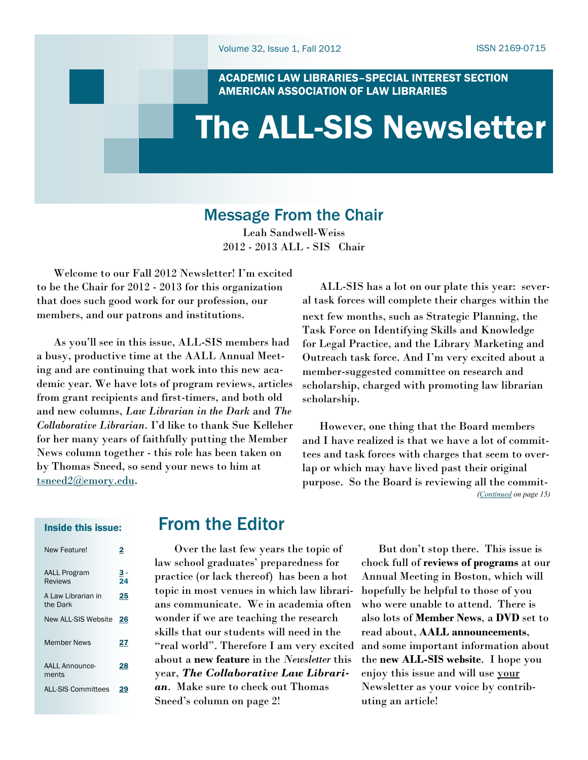Volume 32, Issue 1, Fall 2012 ISSN 2169-0715

ACADEMIC LAW LIBRARIES–SPECIAL INTEREST SECTION
AMERICAN ASSOCIATION OF LAW LIBRARIES

# The ALL-SIS Newsletter

## Message From the Chair

Leah Sandwell-Weiss
2012 - 2013 ALL - SIS Chair

Welcome to our Fall 2012 Newsletter! I'm excited to be the Chair for 2012 - 2013 for this organization that does such good work for our profession, our members, and our patrons and institutions.

As you'll see in this issue, ALL-SIS members had a busy, productive time at the AALL Annual Meeting and are continuing that work into this new academic year. We have lots of program reviews, articles from grant recipients and first-timers, and both old and new columns, *Law Librarian in the Dark* and *The Collaborative Librarian*. I'd like to thank Sue Kelleher for her many years of faithfully putting the Member News column together - this role has been taken on by Thomas Sneed, so send your news to him at tsneed2@emory.edu.

ALL-SIS has a lot on our plate this year: several task forces will complete their charges within the next few months, such as Strategic Planning, the Task Force on Identifying Skills and Knowledge for Legal Practice, and the Library Marketing and Outreach task force. And I'm very excited about a member-suggested committee on research and scholarship, charged with promoting law librarian scholarship.

However, one thing that the Board members and I have realized is that we have a lot of committees and task forces with charges that seem to overlap or which may have lived past their original purpose. So the Board is reviewing all the commit-

*(Continued on page 15)*

**Inside this issue:**

| | |
|---|---|
| New Feature! | 2 |
| AALL Program Reviews | 3 - 24 |
| A Law Librarian in the Dark | 25 |
| New ALL-SIS Website | 26 |
| Member News | 27 |
| AALL Announcements | 28 |
| ALL-SIS Committees | 29 |

## From the Editor

Over the last few years the topic of law school graduates' preparedness for practice (or lack thereof) has been a hot topic in most venues in which law librarians communicate. We in academia often wonder if we are teaching the research skills that our students will need in the "real world". Therefore I am very excited about a **new feature** in the *Newsletter* this year, ***The Collaborative Law Librarian***. Make sure to check out Thomas Sneed's column on page 2!

But don't stop there. This issue is chock full of **reviews of programs** at our Annual Meeting in Boston, which will hopefully be helpful to those of you who were unable to attend. There is also lots of **Member News**, a **DVD** set to read about, **AALL announcements**, and some important information about the **new ALL-SIS website**. I hope you enjoy this issue and will use your Newsletter as your voice by contributing an article!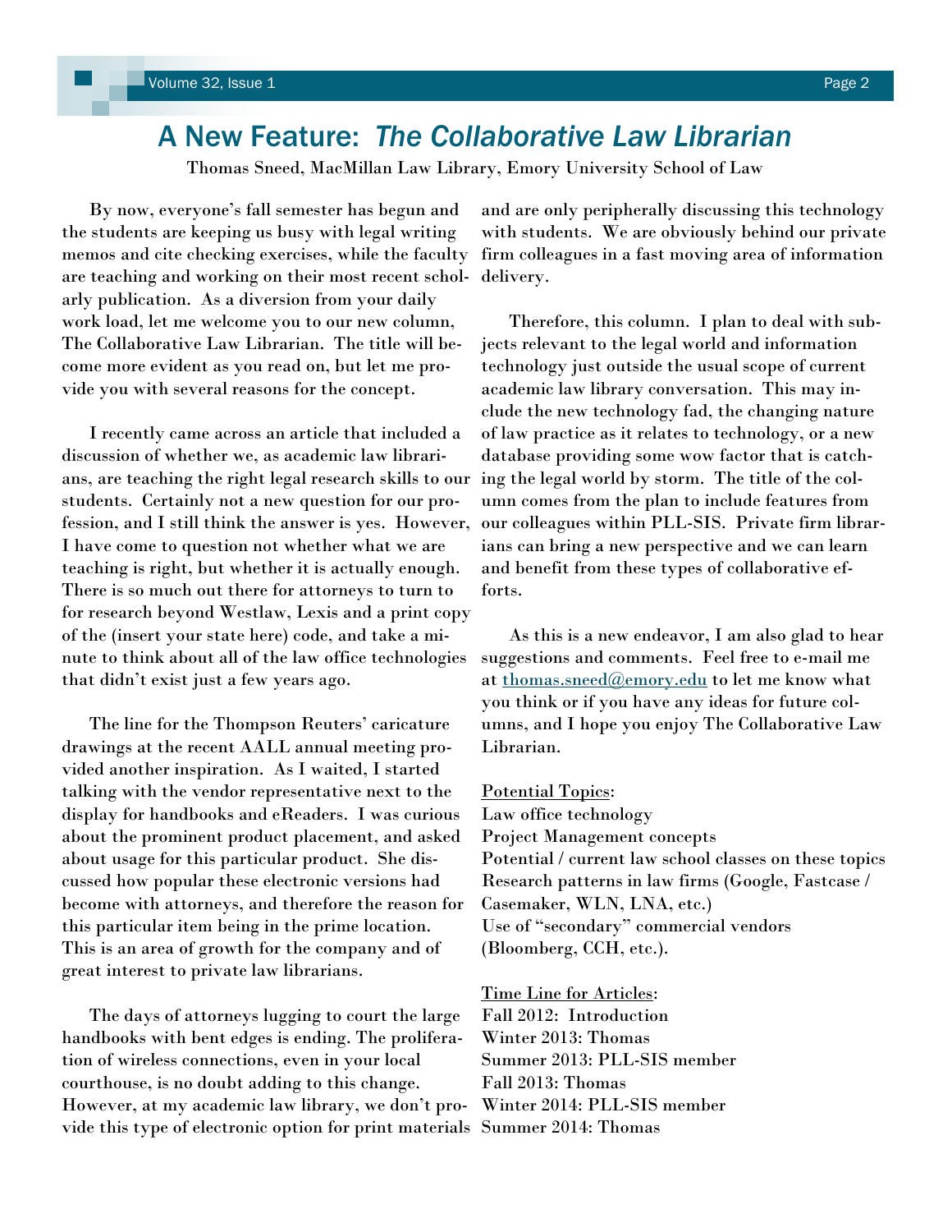# A New Feature: *The Collaborative Law Librarian*

Thomas Sneed, MacMillan Law Library, Emory University School of Law

By now, everyone's fall semester has begun and the students are keeping us busy with legal writing memos and cite checking exercises, while the faculty are teaching and working on their most recent scholarly publication. As a diversion from your daily work load, let me welcome you to our new column, The Collaborative Law Librarian. The title will become more evident as you read on, but let me provide you with several reasons for the concept.

I recently came across an article that included a discussion of whether we, as academic law librarians, are teaching the right legal research skills to our students. Certainly not a new question for our profession, and I still think the answer is yes. However, I have come to question not whether what we are teaching is right, but whether it is actually enough. There is so much out there for attorneys to turn to for research beyond Westlaw, Lexis and a print copy of the (insert your state here) code, and take a minute to think about all of the law office technologies that didn't exist just a few years ago.

The line for the Thompson Reuters' caricature drawings at the recent AALL annual meeting provided another inspiration. As I waited, I started talking with the vendor representative next to the display for handbooks and eReaders. I was curious about the prominent product placement, and asked about usage for this particular product. She discussed how popular these electronic versions had become with attorneys, and therefore the reason for this particular item being in the prime location. This is an area of growth for the company and of great interest to private law librarians.

The days of attorneys lugging to court the large handbooks with bent edges is ending. The proliferation of wireless connections, even in your local courthouse, is no doubt adding to this change. However, at my academic law library, we don't provide this type of electronic option for print materials and are only peripherally discussing this technology with students. We are obviously behind our private firm colleagues in a fast moving area of information delivery.

Therefore, this column. I plan to deal with subjects relevant to the legal world and information technology just outside the usual scope of current academic law library conversation. This may include the new technology fad, the changing nature of law practice as it relates to technology, or a new database providing some wow factor that is catching the legal world by storm. The title of the column comes from the plan to include features from our colleagues within PLL-SIS. Private firm librarians can bring a new perspective and we can learn and benefit from these types of collaborative efforts.

As this is a new endeavor, I am also glad to hear suggestions and comments. Feel free to e-mail me at thomas.sneed@emory.edu to let me know what you think or if you have any ideas for future columns, and I hope you enjoy The Collaborative Law Librarian.

Potential Topics:

Law office technology
Project Management concepts
Potential / current law school classes on these topics
Research patterns in law firms (Google, Fastcase / Casemaker, WLN, LNA, etc.)
Use of "secondary" commercial vendors (Bloomberg, CCH, etc.).

Time Line for Articles:

Fall 2012: Introduction
Winter 2013: Thomas
Summer 2013: PLL-SIS member
Fall 2013: Thomas
Winter 2014: PLL-SIS member
Summer 2014: Thomas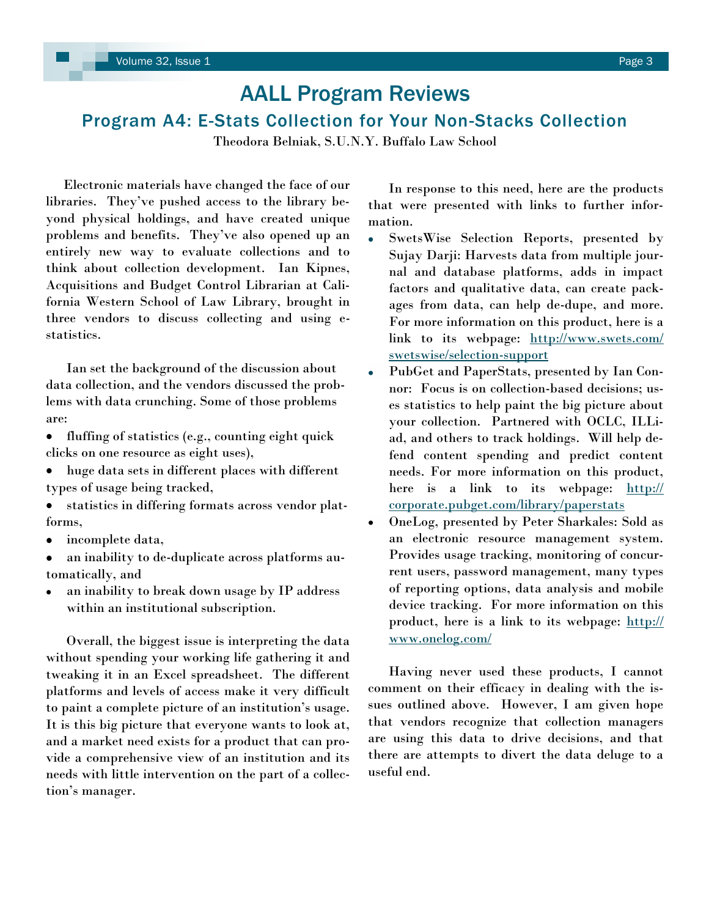# AALL Program Reviews

## Program A4: E-Stats Collection for Your Non-Stacks Collection

Theodora Belniak, S.U.N.Y. Buffalo Law School

Electronic materials have changed the face of our libraries. They've pushed access to the library beyond physical holdings, and have created unique problems and benefits. They've also opened up an entirely new way to evaluate collections and to think about collection development. Ian Kipnes, Acquisitions and Budget Control Librarian at California Western School of Law Library, brought in three vendors to discuss collecting and using e-statistics.

Ian set the background of the discussion about data collection, and the vendors discussed the problems with data crunching. Some of those problems are:

- fluffing of statistics (e.g., counting eight quick clicks on one resource as eight uses),
- huge data sets in different places with different types of usage being tracked,
- statistics in differing formats across vendor platforms,
- incomplete data,
- an inability to de-duplicate across platforms automatically, and
- an inability to break down usage by IP address within an institutional subscription.

Overall, the biggest issue is interpreting the data without spending your working life gathering it and tweaking it in an Excel spreadsheet. The different platforms and levels of access make it very difficult to paint a complete picture of an institution's usage. It is this big picture that everyone wants to look at, and a market need exists for a product that can provide a comprehensive view of an institution and its needs with little intervention on the part of a collection's manager.

In response to this need, here are the products that were presented with links to further information.

- SwetsWise Selection Reports, presented by Sujay Darji: Harvests data from multiple journal and database platforms, adds in impact factors and qualitative data, can create packages from data, can help de-dupe, and more. For more information on this product, here is a link to its webpage: http://www.swets.com/swetswise/selection-support
- PubGet and PaperStats, presented by Ian Connor: Focus is on collection-based decisions; uses statistics to help paint the big picture about your collection. Partnered with OCLC, ILLiad, and others to track holdings. Will help defend content spending and predict content needs. For more information on this product, here is a link to its webpage: http://corporate.pubget.com/library/paperstats
- OneLog, presented by Peter Sharkales: Sold as an electronic resource management system. Provides usage tracking, monitoring of concurrent users, password management, many types of reporting options, data analysis and mobile device tracking. For more information on this product, here is a link to its webpage: http://www.onelog.com/

Having never used these products, I cannot comment on their efficacy in dealing with the issues outlined above. However, I am given hope that vendors recognize that collection managers are using this data to drive decisions, and that there are attempts to divert the data deluge to a useful end.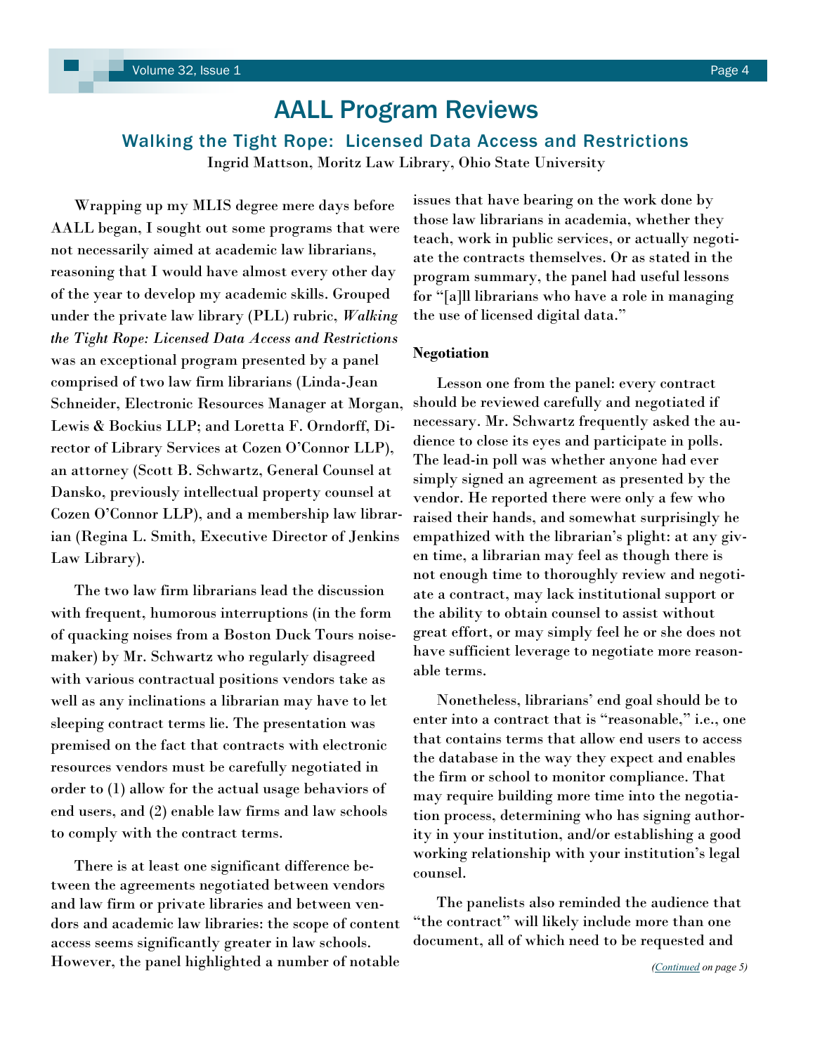# AALL Program Reviews

## Walking the Tight Rope: Licensed Data Access and Restrictions

Ingrid Mattson, Moritz Law Library, Ohio State University

Wrapping up my MLIS degree mere days before AALL began, I sought out some programs that were not necessarily aimed at academic law librarians, reasoning that I would have almost every other day of the year to develop my academic skills. Grouped under the private law library (PLL) rubric, *Walking the Tight Rope: Licensed Data Access and Restrictions* was an exceptional program presented by a panel comprised of two law firm librarians (Linda-Jean Schneider, Electronic Resources Manager at Morgan, Lewis & Bockius LLP; and Loretta F. Orndorff, Director of Library Services at Cozen O'Connor LLP), an attorney (Scott B. Schwartz, General Counsel at Dansko, previously intellectual property counsel at Cozen O'Connor LLP), and a membership law librarian (Regina L. Smith, Executive Director of Jenkins Law Library).

The two law firm librarians lead the discussion with frequent, humorous interruptions (in the form of quacking noises from a Boston Duck Tours noisemaker) by Mr. Schwartz who regularly disagreed with various contractual positions vendors take as well as any inclinations a librarian may have to let sleeping contract terms lie. The presentation was premised on the fact that contracts with electronic resources vendors must be carefully negotiated in order to (1) allow for the actual usage behaviors of end users, and (2) enable law firms and law schools to comply with the contract terms.

There is at least one significant difference between the agreements negotiated between vendors and law firm or private libraries and between vendors and academic law libraries: the scope of content access seems significantly greater in law schools. However, the panel highlighted a number of notable issues that have bearing on the work done by those law librarians in academia, whether they teach, work in public services, or actually negotiate the contracts themselves. Or as stated in the program summary, the panel had useful lessons for "[a]ll librarians who have a role in managing the use of licensed digital data."

**Negotiation**

Lesson one from the panel: every contract should be reviewed carefully and negotiated if necessary. Mr. Schwartz frequently asked the audience to close its eyes and participate in polls. The lead-in poll was whether anyone had ever simply signed an agreement as presented by the vendor. He reported there were only a few who raised their hands, and somewhat surprisingly he empathized with the librarian's plight: at any given time, a librarian may feel as though there is not enough time to thoroughly review and negotiate a contract, may lack institutional support or the ability to obtain counsel to assist without great effort, or may simply feel he or she does not have sufficient leverage to negotiate more reasonable terms.

Nonetheless, librarians' end goal should be to enter into a contract that is "reasonable," i.e., one that contains terms that allow end users to access the database in the way they expect and enables the firm or school to monitor compliance. That may require building more time into the negotiation process, determining who has signing authority in your institution, and/or establishing a good working relationship with your institution's legal counsel.

The panelists also reminded the audience that "the contract" will likely include more than one document, all of which need to be requested and

*(Continued on page 5)*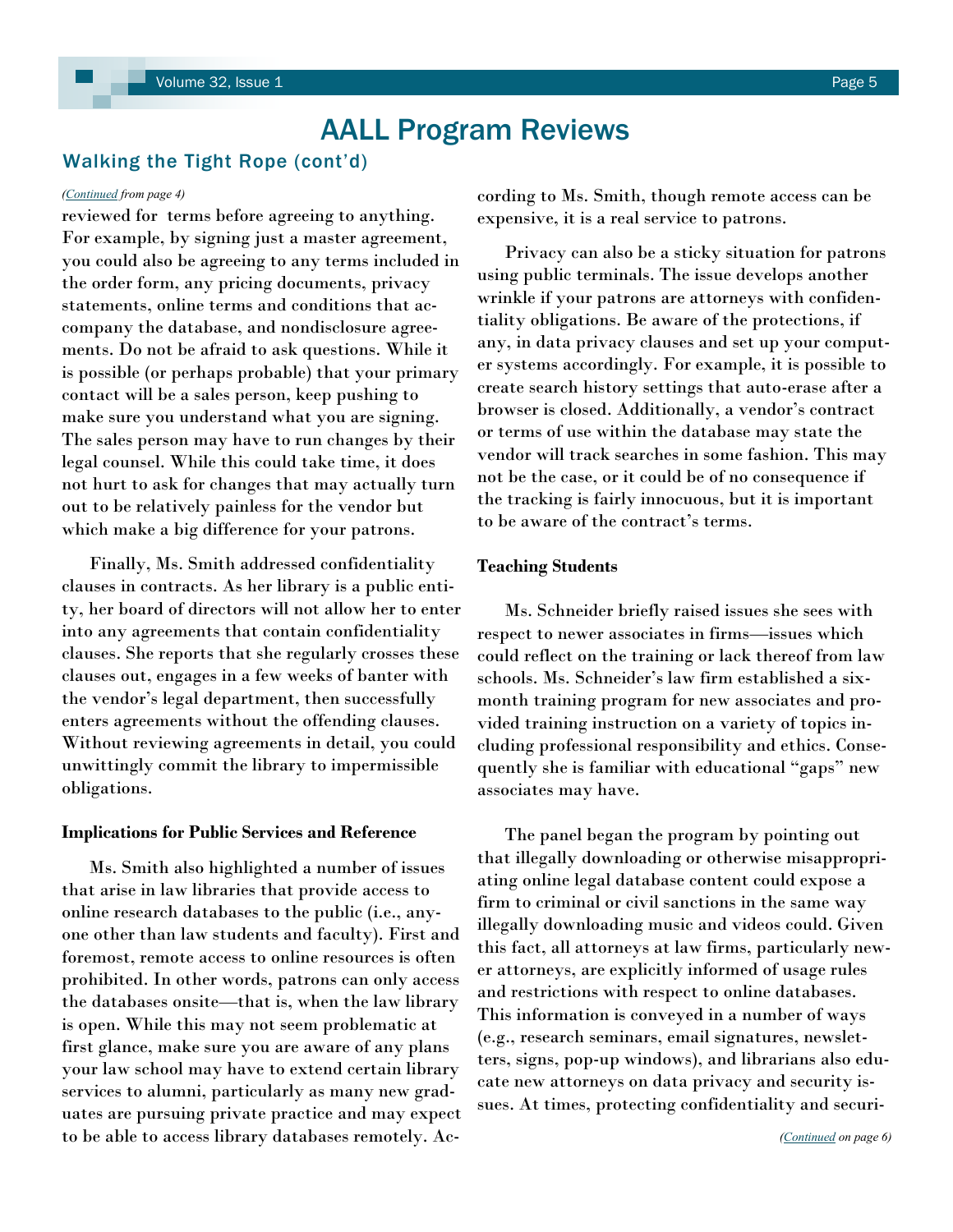# AALL Program Reviews

## Walking the Tight Rope (cont'd)

*(Continued from page 4)*

reviewed for terms before agreeing to anything. For example, by signing just a master agreement, you could also be agreeing to any terms included in the order form, any pricing documents, privacy statements, online terms and conditions that accompany the database, and nondisclosure agreements. Do not be afraid to ask questions. While it is possible (or perhaps probable) that your primary contact will be a sales person, keep pushing to make sure you understand what you are signing. The sales person may have to run changes by their legal counsel. While this could take time, it does not hurt to ask for changes that may actually turn out to be relatively painless for the vendor but which make a big difference for your patrons.

Finally, Ms. Smith addressed confidentiality clauses in contracts. As her library is a public entity, her board of directors will not allow her to enter into any agreements that contain confidentiality clauses. She reports that she regularly crosses these clauses out, engages in a few weeks of banter with the vendor's legal department, then successfully enters agreements without the offending clauses. Without reviewing agreements in detail, you could unwittingly commit the library to impermissible obligations.

**Implications for Public Services and Reference**

Ms. Smith also highlighted a number of issues that arise in law libraries that provide access to online research databases to the public (i.e., anyone other than law students and faculty). First and foremost, remote access to online resources is often prohibited. In other words, patrons can only access the databases onsite—that is, when the law library is open. While this may not seem problematic at first glance, make sure you are aware of any plans your law school may have to extend certain library services to alumni, particularly as many new graduates are pursuing private practice and may expect to be able to access library databases remotely. According to Ms. Smith, though remote access can be expensive, it is a real service to patrons.

Privacy can also be a sticky situation for patrons using public terminals. The issue develops another wrinkle if your patrons are attorneys with confidentiality obligations. Be aware of the protections, if any, in data privacy clauses and set up your computer systems accordingly. For example, it is possible to create search history settings that auto-erase after a browser is closed. Additionally, a vendor's contract or terms of use within the database may state the vendor will track searches in some fashion. This may not be the case, or it could be of no consequence if the tracking is fairly innocuous, but it is important to be aware of the contract's terms.

**Teaching Students**

Ms. Schneider briefly raised issues she sees with respect to newer associates in firms—issues which could reflect on the training or lack thereof from law schools. Ms. Schneider's law firm established a six-month training program for new associates and provided training instruction on a variety of topics including professional responsibility and ethics. Consequently she is familiar with educational "gaps" new associates may have.

The panel began the program by pointing out that illegally downloading or otherwise misappropriating online legal database content could expose a firm to criminal or civil sanctions in the same way illegally downloading music and videos could. Given this fact, all attorneys at law firms, particularly newer attorneys, are explicitly informed of usage rules and restrictions with respect to online databases. This information is conveyed in a number of ways (e.g., research seminars, email signatures, newsletters, signs, pop-up windows), and librarians also educate new attorneys on data privacy and security issues. At times, protecting confidentiality and securi-

*(Continued on page 6)*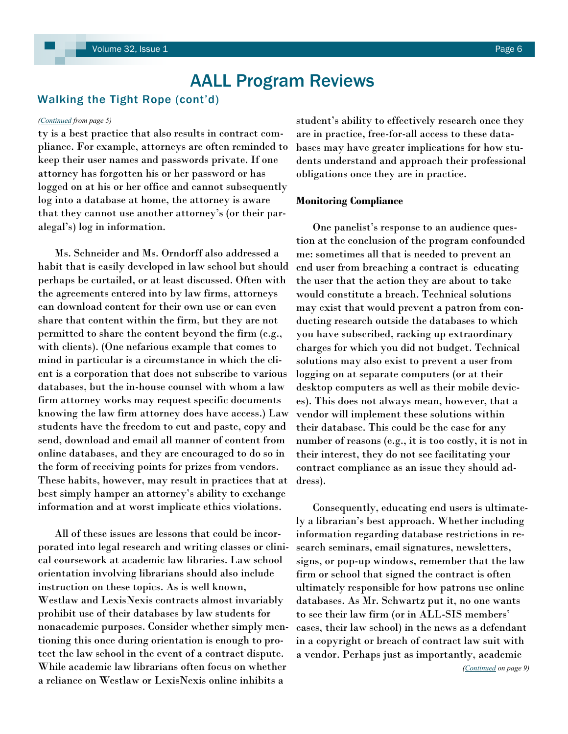# AALL Program Reviews

## Walking the Tight Rope (cont'd)

*(Continued from page 5)*

ty is a best practice that also results in contract compliance. For example, attorneys are often reminded to keep their user names and passwords private. If one attorney has forgotten his or her password or has logged on at his or her office and cannot subsequently log into a database at home, the attorney is aware that they cannot use another attorney's (or their paralegal's) log in information.

Ms. Schneider and Ms. Orndorff also addressed a habit that is easily developed in law school but should perhaps be curtailed, or at least discussed. Often with the agreements entered into by law firms, attorneys can download content for their own use or can even share that content within the firm, but they are not permitted to share the content beyond the firm (e.g., with clients). (One nefarious example that comes to mind in particular is a circumstance in which the client is a corporation that does not subscribe to various databases, but the in-house counsel with whom a law firm attorney works may request specific documents knowing the law firm attorney does have access.) Law students have the freedom to cut and paste, copy and send, download and email all manner of content from online databases, and they are encouraged to do so in the form of receiving points for prizes from vendors. These habits, however, may result in practices that at best simply hamper an attorney's ability to exchange information and at worst implicate ethics violations.

All of these issues are lessons that could be incorporated into legal research and writing classes or clinical coursework at academic law libraries. Law school orientation involving librarians should also include instruction on these topics. As is well known, Westlaw and LexisNexis contracts almost invariably prohibit use of their databases by law students for nonacademic purposes. Consider whether simply mentioning this once during orientation is enough to protect the law school in the event of a contract dispute. While academic law librarians often focus on whether a reliance on Westlaw or LexisNexis online inhibits a student's ability to effectively research once they are in practice, free-for-all access to these databases may have greater implications for how students understand and approach their professional obligations once they are in practice.

**Monitoring Compliance**

One panelist's response to an audience question at the conclusion of the program confounded me: sometimes all that is needed to prevent an end user from breaching a contract is educating the user that the action they are about to take would constitute a breach. Technical solutions may exist that would prevent a patron from conducting research outside the databases to which you have subscribed, racking up extraordinary charges for which you did not budget. Technical solutions may also exist to prevent a user from logging on at separate computers (or at their desktop computers as well as their mobile devices). This does not always mean, however, that a vendor will implement these solutions within their database. This could be the case for any number of reasons (e.g., it is too costly, it is not in their interest, they do not see facilitating your contract compliance as an issue they should address).

Consequently, educating end users is ultimately a librarian's best approach. Whether including information regarding database restrictions in research seminars, email signatures, newsletters, signs, or pop-up windows, remember that the law firm or school that signed the contract is often ultimately responsible for how patrons use online databases. As Mr. Schwartz put it, no one wants to see their law firm (or in ALL-SIS members' cases, their law school) in the news as a defendant in a copyright or breach of contract law suit with a vendor. Perhaps just as importantly, academic

*(Continued on page 9)*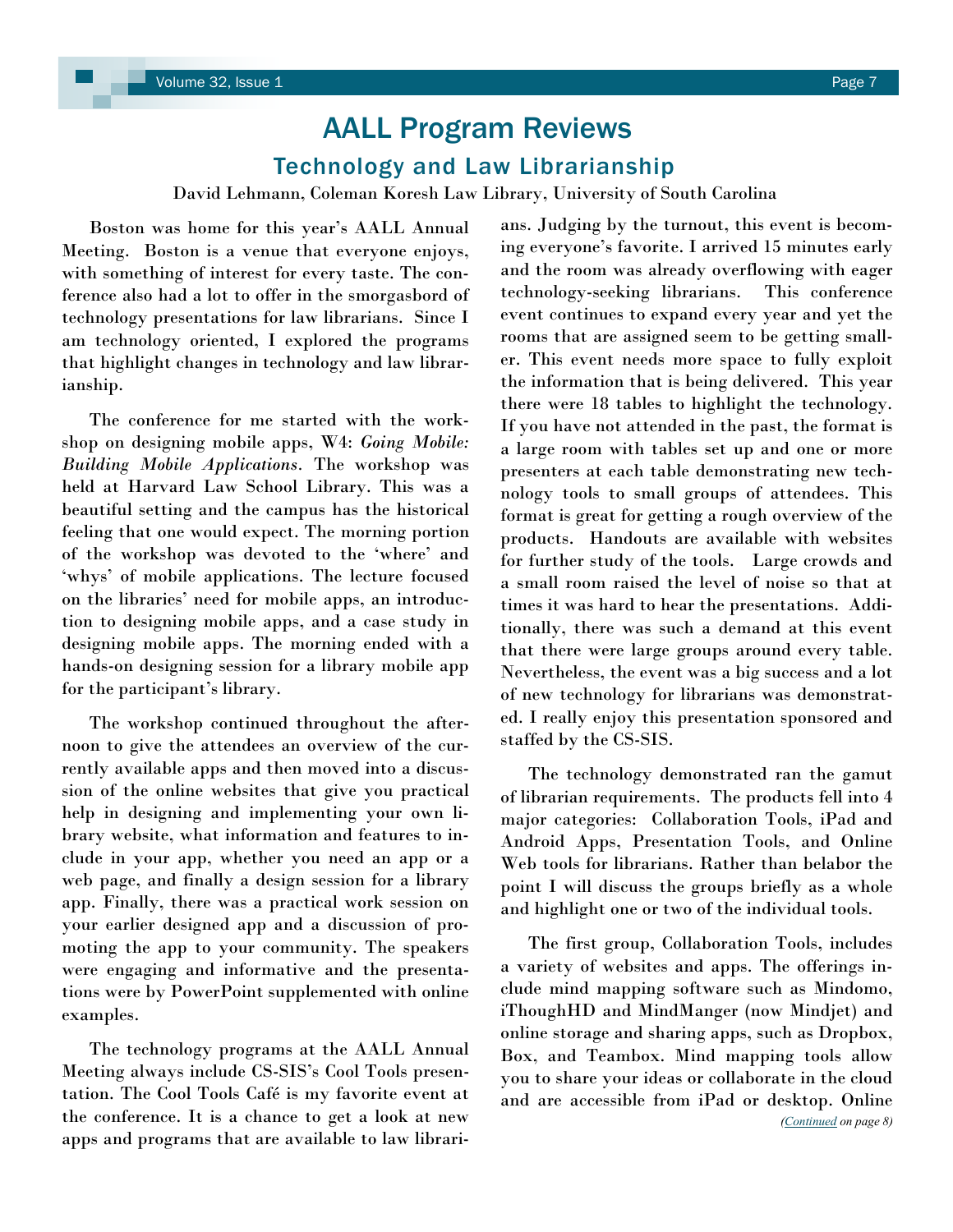# AALL Program Reviews

## Technology and Law Librarianship

David Lehmann, Coleman Koresh Law Library, University of South Carolina

Boston was home for this year's AALL Annual Meeting. Boston is a venue that everyone enjoys, with something of interest for every taste. The conference also had a lot to offer in the smorgasbord of technology presentations for law librarians. Since I am technology oriented, I explored the programs that highlight changes in technology and law librarianship.

The conference for me started with the workshop on designing mobile apps, W4: *Going Mobile: Building Mobile Applications*. The workshop was held at Harvard Law School Library. This was a beautiful setting and the campus has the historical feeling that one would expect. The morning portion of the workshop was devoted to the 'where' and 'whys' of mobile applications. The lecture focused on the libraries' need for mobile apps, an introduction to designing mobile apps, and a case study in designing mobile apps. The morning ended with a hands-on designing session for a library mobile app for the participant's library.

The workshop continued throughout the afternoon to give the attendees an overview of the currently available apps and then moved into a discussion of the online websites that give you practical help in designing and implementing your own library website, what information and features to include in your app, whether you need an app or a web page, and finally a design session for a library app. Finally, there was a practical work session on your earlier designed app and a discussion of promoting the app to your community. The speakers were engaging and informative and the presentations were by PowerPoint supplemented with online examples.

The technology programs at the AALL Annual Meeting always include CS-SIS's Cool Tools presentation. The Cool Tools Café is my favorite event at the conference. It is a chance to get a look at new apps and programs that are available to law librarians. Judging by the turnout, this event is becoming everyone's favorite. I arrived 15 minutes early and the room was already overflowing with eager technology-seeking librarians. This conference event continues to expand every year and yet the rooms that are assigned seem to be getting smaller. This event needs more space to fully exploit the information that is being delivered. This year there were 18 tables to highlight the technology. If you have not attended in the past, the format is a large room with tables set up and one or more presenters at each table demonstrating new technology tools to small groups of attendees. This format is great for getting a rough overview of the products. Handouts are available with websites for further study of the tools. Large crowds and a small room raised the level of noise so that at times it was hard to hear the presentations. Additionally, there was such a demand at this event that there were large groups around every table. Nevertheless, the event was a big success and a lot of new technology for librarians was demonstrated. I really enjoy this presentation sponsored and staffed by the CS-SIS.

The technology demonstrated ran the gamut of librarian requirements. The products fell into 4 major categories: Collaboration Tools, iPad and Android Apps, Presentation Tools, and Online Web tools for librarians. Rather than belabor the point I will discuss the groups briefly as a whole and highlight one or two of the individual tools.

The first group, Collaboration Tools, includes a variety of websites and apps. The offerings include mind mapping software such as Mindomo, iThoughHD and MindManger (now Mindjet) and online storage and sharing apps, such as Dropbox, Box, and Teambox. Mind mapping tools allow you to share your ideas or collaborate in the cloud and are accessible from iPad or desktop. Online

*(Continued on page 8)*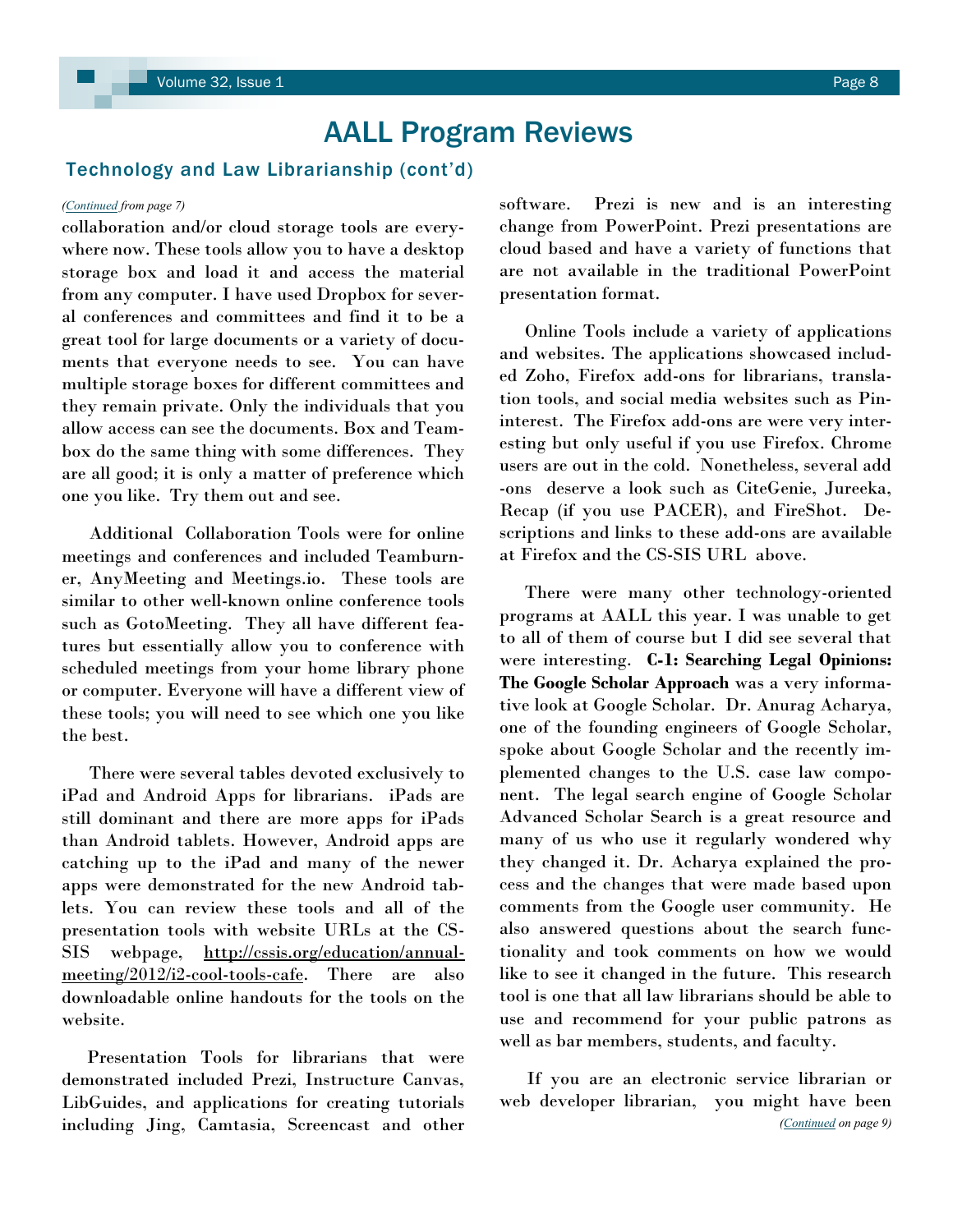# AALL Program Reviews

## Technology and Law Librarianship (cont'd)

*(Continued from page 7)*

collaboration and/or cloud storage tools are everywhere now. These tools allow you to have a desktop storage box and load it and access the material from any computer. I have used Dropbox for several conferences and committees and find it to be a great tool for large documents or a variety of documents that everyone needs to see. You can have multiple storage boxes for different committees and they remain private. Only the individuals that you allow access can see the documents. Box and Teambox do the same thing with some differences. They are all good; it is only a matter of preference which one you like. Try them out and see.

Additional Collaboration Tools were for online meetings and conferences and included Teamburner, AnyMeeting and Meetings.io. These tools are similar to other well-known online conference tools such as GotoMeeting. They all have different features but essentially allow you to conference with scheduled meetings from your home library phone or computer. Everyone will have a different view of these tools; you will need to see which one you like the best.

There were several tables devoted exclusively to iPad and Android Apps for librarians. iPads are still dominant and there are more apps for iPads than Android tablets. However, Android apps are catching up to the iPad and many of the newer apps were demonstrated for the new Android tablets. You can review these tools and all of the presentation tools with website URLs at the CS-SIS webpage, http://cssis.org/education/annual-meeting/2012/i2-cool-tools-cafe. There are also downloadable online handouts for the tools on the website.

Presentation Tools for librarians that were demonstrated included Prezi, Instructure Canvas, LibGuides, and applications for creating tutorials including Jing, Camtasia, Screencast and other software. Prezi is new and is an interesting change from PowerPoint. Prezi presentations are cloud based and have a variety of functions that are not available in the traditional PowerPoint presentation format.

Online Tools include a variety of applications and websites. The applications showcased included Zoho, Firefox add-ons for librarians, translation tools, and social media websites such as Pinterest. The Firefox add-ons are were very interesting but only useful if you use Firefox. Chrome users are out in the cold. Nonetheless, several add-ons deserve a look such as CiteGenie, Jureeka, Recap (if you use PACER), and FireShot. Descriptions and links to these add-ons are available at Firefox and the CS-SIS URL above.

There were many other technology-oriented programs at AALL this year. I was unable to get to all of them of course but I did see several that were interesting. **C-1: Searching Legal Opinions: The Google Scholar Approach** was a very informative look at Google Scholar. Dr. Anurag Acharya, one of the founding engineers of Google Scholar, spoke about Google Scholar and the recently implemented changes to the U.S. case law component. The legal search engine of Google Scholar Advanced Scholar Search is a great resource and many of us who use it regularly wondered why they changed it. Dr. Acharya explained the process and the changes that were made based upon comments from the Google user community. He also answered questions about the search functionality and took comments on how we would like to see it changed in the future. This research tool is one that all law librarians should be able to use and recommend for your public patrons as well as bar members, students, and faculty.

If you are an electronic service librarian or web developer librarian, you might have been

*(Continued on page 9)*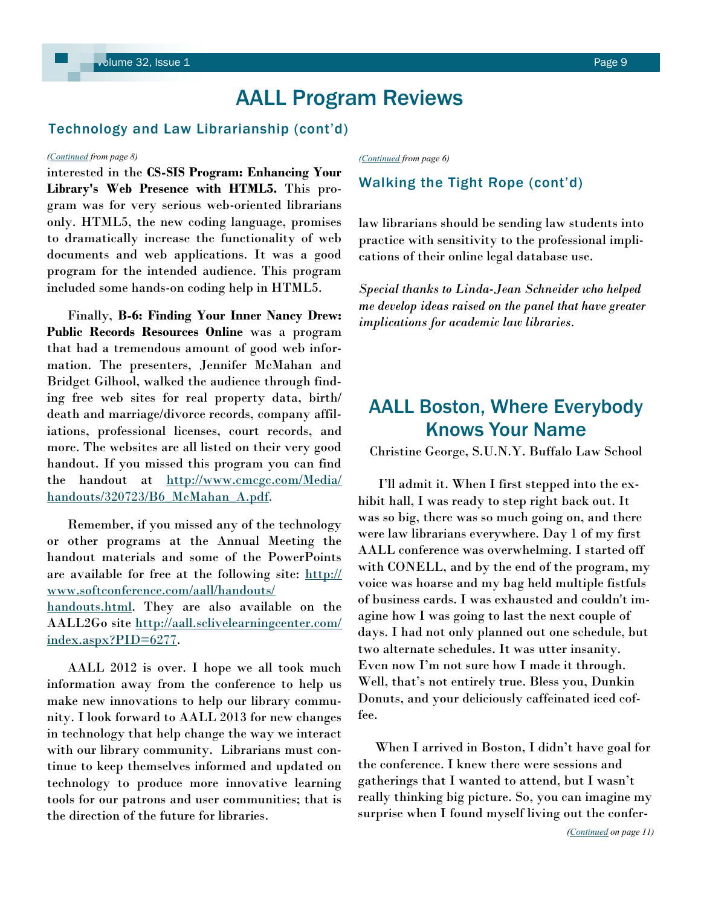# AALL Program Reviews

## Technology and Law Librarianship (cont'd)

*(Continued from page 8)*

interested in the **CS-SIS Program: Enhancing Your Library's Web Presence with HTML5.** This program was for very serious web-oriented librarians only. HTML5, the new coding language, promises to dramatically increase the functionality of web documents and web applications. It was a good program for the intended audience. This program included some hands-on coding help in HTML5.

Finally, **B-6: Finding Your Inner Nancy Drew: Public Records Resources Online** was a program that had a tremendous amount of good web information. The presenters, Jennifer McMahan and Bridget Gilhool, walked the audience through finding free web sites for real property data, birth/death and marriage/divorce records, company affiliations, professional licenses, court records, and more. The websites are all listed on their very good handout. If you missed this program you can find the handout at http://www.cmcgc.com/Media/handouts/320723/B6_McMahan_A.pdf.

Remember, if you missed any of the technology or other programs at the Annual Meeting the handout materials and some of the PowerPoints are available for free at the following site: http://www.softconference.com/aall/handouts/handouts.html. They are also available on the AALL2Go site http://aall.sclivelearningcenter.com/index.aspx?PID=6277.

AALL 2012 is over. I hope we all took much information away from the conference to help us make new innovations to help our library community. I look forward to AALL 2013 for new changes in technology that help change the way we interact with our library community. Librarians must continue to keep themselves informed and updated on technology to produce more innovative learning tools for our patrons and user communities; that is the direction of the future for libraries.

*(Continued from page 6)*

## Walking the Tight Rope (cont'd)

law librarians should be sending law students into practice with sensitivity to the professional implications of their online legal database use.

*Special thanks to Linda-Jean Schneider who helped me develop ideas raised on the panel that have greater implications for academic law libraries.*

# AALL Boston, Where Everybody Knows Your Name

Christine George, S.U.N.Y. Buffalo Law School

I'll admit it. When I first stepped into the exhibit hall, I was ready to step right back out. It was so big, there was so much going on, and there were law librarians everywhere. Day 1 of my first AALL conference was overwhelming. I started off with CONELL, and by the end of the program, my voice was hoarse and my bag held multiple fistfuls of business cards. I was exhausted and couldn't imagine how I was going to last the next couple of days. I had not only planned out one schedule, but two alternate schedules. It was utter insanity. Even now I'm not sure how I made it through. Well, that's not entirely true. Bless you, Dunkin Donuts, and your deliciously caffeinated iced coffee.

When I arrived in Boston, I didn't have goal for the conference. I knew there were sessions and gatherings that I wanted to attend, but I wasn't really thinking big picture. So, you can imagine my surprise when I found myself living out the confer-

*(Continued on page 11)*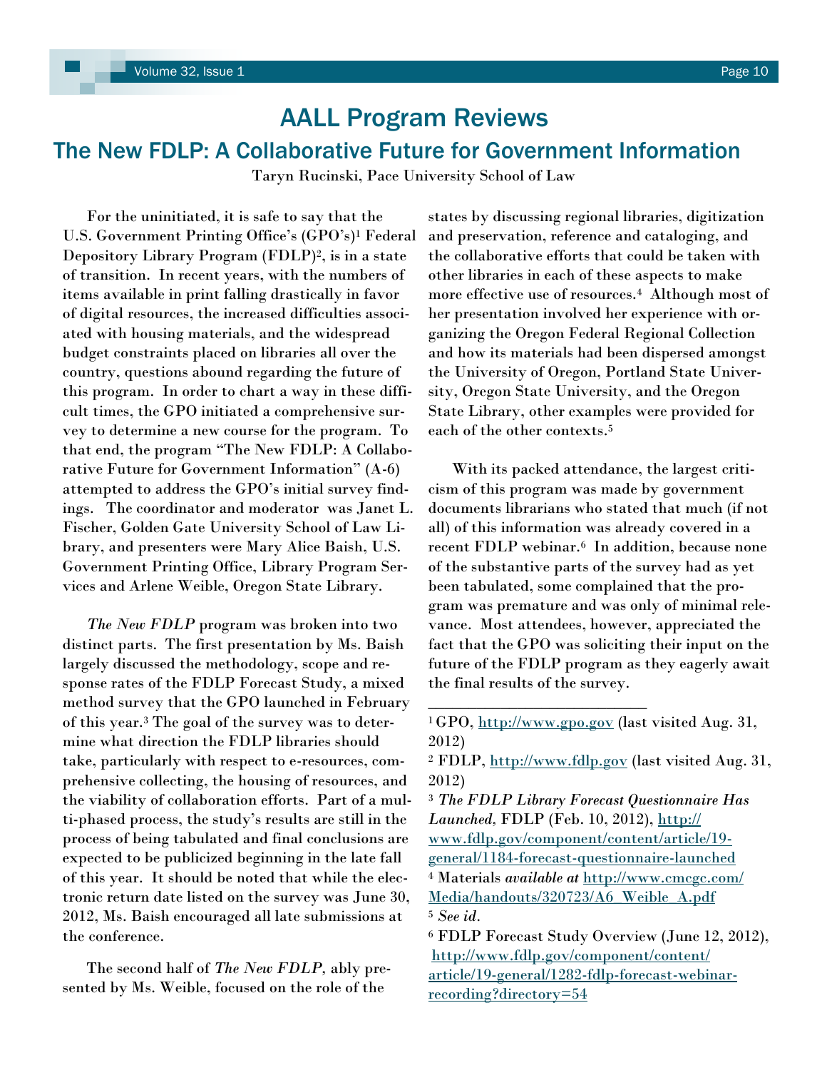# AALL Program Reviews

## The New FDLP: A Collaborative Future for Government Information

Taryn Rucinski, Pace University School of Law

For the uninitiated, it is safe to say that the U.S. Government Printing Office's (GPO's)[1] Federal Depository Library Program (FDLP)[2], is in a state of transition. In recent years, with the numbers of items available in print falling drastically in favor of digital resources, the increased difficulties associated with housing materials, and the widespread budget constraints placed on libraries all over the country, questions abound regarding the future of this program. In order to chart a way in these difficult times, the GPO initiated a comprehensive survey to determine a new course for the program. To that end, the program "The New FDLP: A Collaborative Future for Government Information" (A-6) attempted to address the GPO's initial survey findings. The coordinator and moderator was Janet L. Fischer, Golden Gate University School of Law Library, and presenters were Mary Alice Baish, U.S. Government Printing Office, Library Program Services and Arlene Weible, Oregon State Library.

*The New FDLP* program was broken into two distinct parts. The first presentation by Ms. Baish largely discussed the methodology, scope and response rates of the FDLP Forecast Study, a mixed method survey that the GPO launched in February of this year.[3] The goal of the survey was to determine what direction the FDLP libraries should take, particularly with respect to e-resources, comprehensive collecting, the housing of resources, and the viability of collaboration efforts. Part of a multi-phased process, the study's results are still in the process of being tabulated and final conclusions are expected to be publicized beginning in the late fall of this year. It should be noted that while the electronic return date listed on the survey was June 30, 2012, Ms. Baish encouraged all late submissions at the conference.

The second half of *The New FDLP*, ably presented by Ms. Weible, focused on the role of the states by discussing regional libraries, digitization and preservation, reference and cataloging, and the collaborative efforts that could be taken with other libraries in each of these aspects to make more effective use of resources.[4] Although most of her presentation involved her experience with organizing the Oregon Federal Regional Collection and how its materials had been dispersed amongst the University of Oregon, Portland State University, Oregon State University, and the Oregon State Library, other examples were provided for each of the other contexts.[5]

With its packed attendance, the largest criticism of this program was made by government documents librarians who stated that much (if not all) of this information was already covered in a recent FDLP webinar.[6] In addition, because none of the substantive parts of the survey had as yet been tabulated, some complained that the program was premature and was only of minimal relevance. Most attendees, however, appreciated the fact that the GPO was soliciting their input on the future of the FDLP program as they eagerly await the final results of the survey.

---

[1] GPO, http://www.gpo.gov (last visited Aug. 31, 2012)

[2] FDLP, http://www.fdlp.gov (last visited Aug. 31, 2012)

[3] *The FDLP Library Forecast Questionnaire Has Launched*, FDLP (Feb. 10, 2012), http://www.fdlp.gov/component/content/article/19-general/1184-forecast-questionnaire-launched

[4] Materials *available at* http://www.cmcgc.com/Media/handouts/320723/A6_Weible_A.pdf

[5] *See id*.

[6] FDLP Forecast Study Overview (June 12, 2012), http://www.fdlp.gov/component/content/article/19-general/1282-fdlp-forecast-webinar-recording?directory=54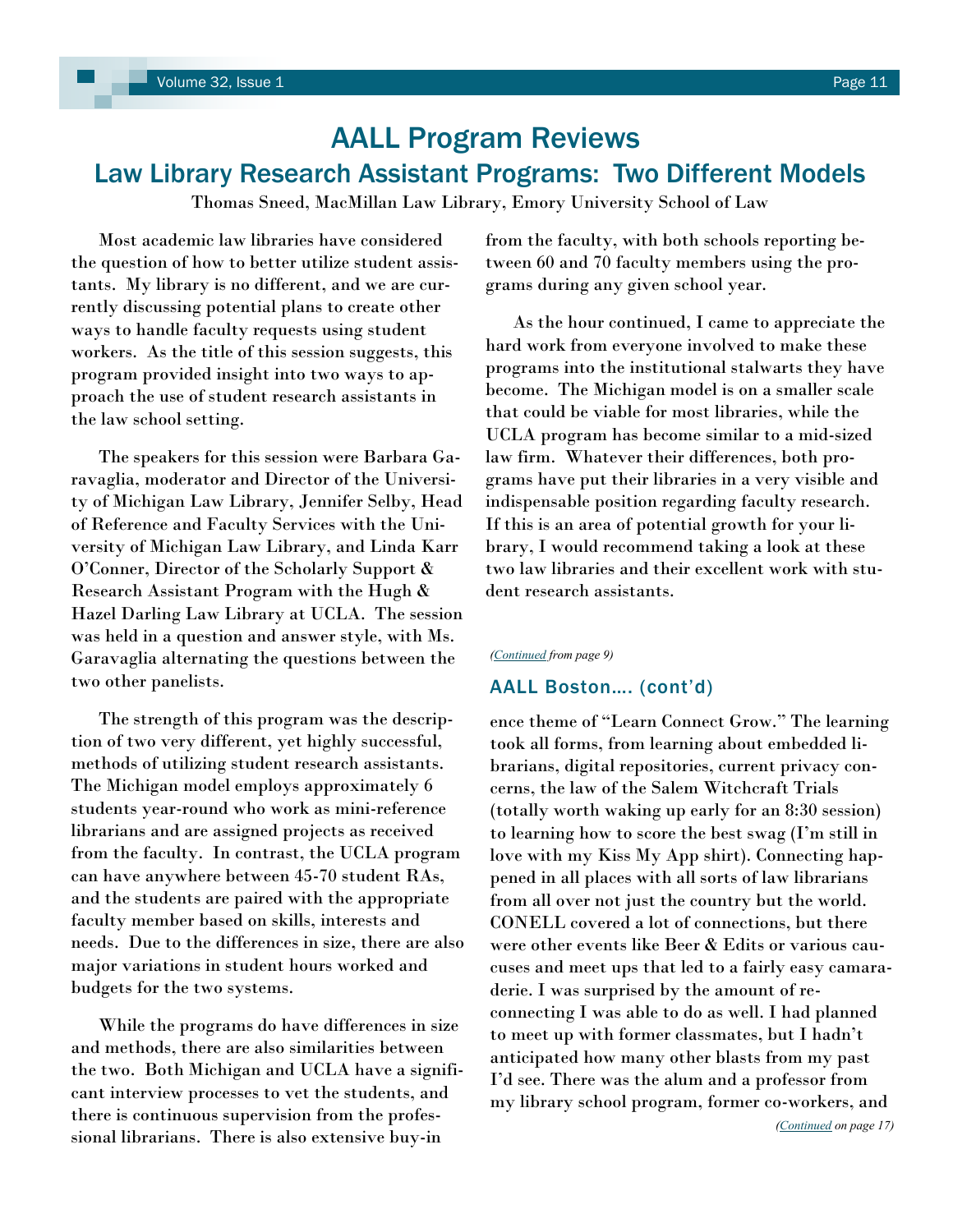# AALL Program Reviews

## Law Library Research Assistant Programs: Two Different Models

Thomas Sneed, MacMillan Law Library, Emory University School of Law

Most academic law libraries have considered the question of how to better utilize student assistants. My library is no different, and we are currently discussing potential plans to create other ways to handle faculty requests using student workers. As the title of this session suggests, this program provided insight into two ways to approach the use of student research assistants in the law school setting.

The speakers for this session were Barbara Garavaglia, moderator and Director of the University of Michigan Law Library, Jennifer Selby, Head of Reference and Faculty Services with the University of Michigan Law Library, and Linda Karr O'Conner, Director of the Scholarly Support & Research Assistant Program with the Hugh & Hazel Darling Law Library at UCLA. The session was held in a question and answer style, with Ms. Garavaglia alternating the questions between the two other panelists.

The strength of this program was the description of two very different, yet highly successful, methods of utilizing student research assistants. The Michigan model employs approximately 6 students year-round who work as mini-reference librarians and are assigned projects as received from the faculty. In contrast, the UCLA program can have anywhere between 45-70 student RAs, and the students are paired with the appropriate faculty member based on skills, interests and needs. Due to the differences in size, there are also major variations in student hours worked and budgets for the two systems.

While the programs do have differences in size and methods, there are also similarities between the two. Both Michigan and UCLA have a significant interview processes to vet the students, and there is continuous supervision from the professional librarians. There is also extensive buy-in from the faculty, with both schools reporting between 60 and 70 faculty members using the programs during any given school year.

As the hour continued, I came to appreciate the hard work from everyone involved to make these programs into the institutional stalwarts they have become. The Michigan model is on a smaller scale that could be viable for most libraries, while the UCLA program has become similar to a mid-sized law firm. Whatever their differences, both programs have put their libraries in a very visible and indispensable position regarding faculty research. If this is an area of potential growth for your library, I would recommend taking a look at these two law libraries and their excellent work with student research assistants.

*(Continued from page 9)*

### AALL Boston…. (cont'd)

ence theme of "Learn Connect Grow." The learning took all forms, from learning about embedded librarians, digital repositories, current privacy concerns, the law of the Salem Witchcraft Trials (totally worth waking up early for an 8:30 session) to learning how to score the best swag (I'm still in love with my Kiss My App shirt). Connecting happened in all places with all sorts of law librarians from all over not just the country but the world. CONELL covered a lot of connections, but there were other events like Beer & Edits or various caucuses and meet ups that led to a fairly easy camaraderie. I was surprised by the amount of reconnecting I was able to do as well. I had planned to meet up with former classmates, but I hadn't anticipated how many other blasts from my past I'd see. There was the alum and a professor from my library school program, former co-workers, and

*(Continued on page 17)*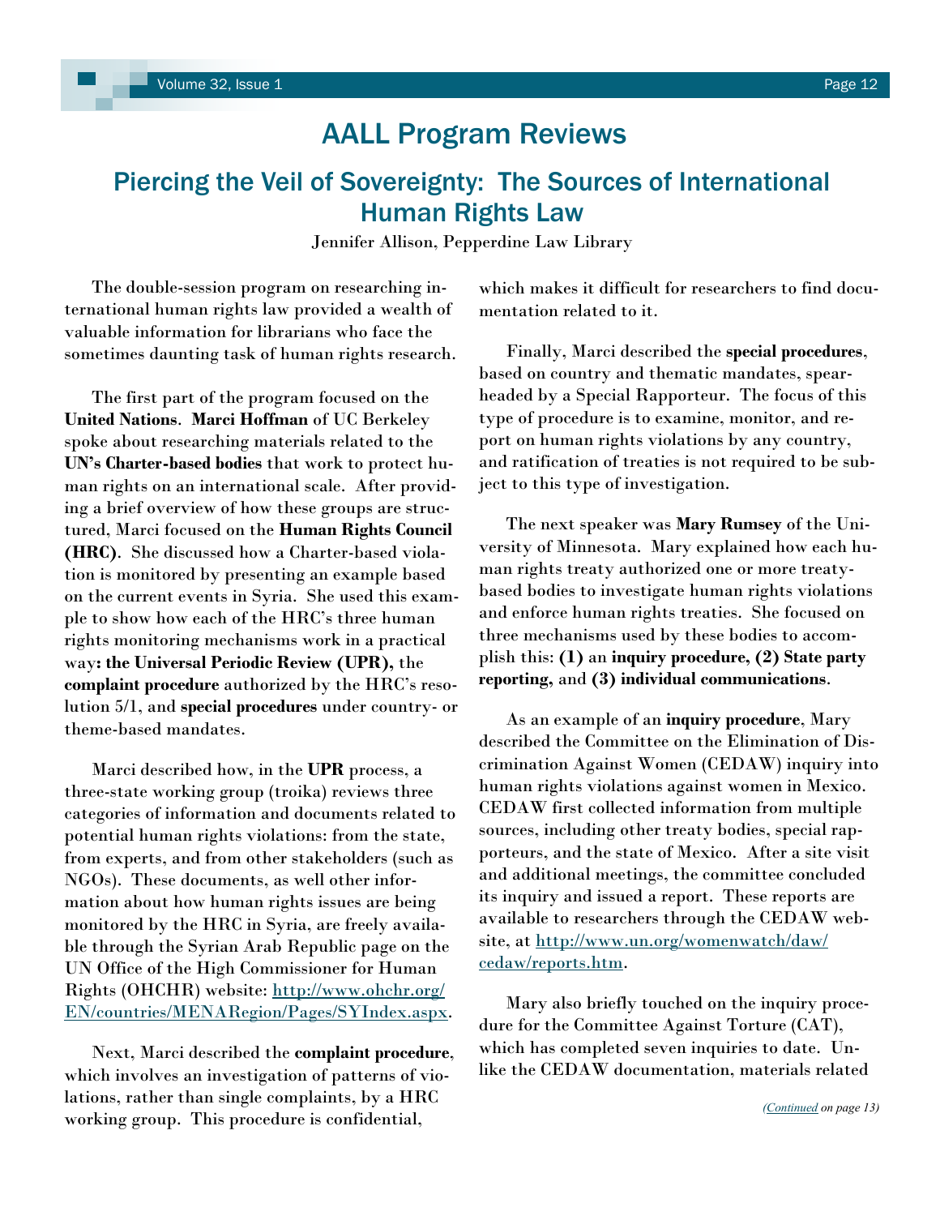# AALL Program Reviews

## Piercing the Veil of Sovereignty: The Sources of International Human Rights Law

Jennifer Allison, Pepperdine Law Library

The double-session program on researching international human rights law provided a wealth of valuable information for librarians who face the sometimes daunting task of human rights research.

The first part of the program focused on the **United Nations**. **Marci Hoffman** of UC Berkeley spoke about researching materials related to the **UN's Charter-based bodies** that work to protect human rights on an international scale. After providing a brief overview of how these groups are structured, Marci focused on the **Human Rights Council (HRC)**. She discussed how a Charter-based violation is monitored by presenting an example based on the current events in Syria. She used this example to show how each of the HRC's three human rights monitoring mechanisms work in a practical way**: the Universal Periodic Review (UPR),** the **complaint procedure** authorized by the HRC's resolution 5/1, and **special procedures** under country- or theme-based mandates.

Marci described how, in the **UPR** process, a three-state working group (troika) reviews three categories of information and documents related to potential human rights violations: from the state, from experts, and from other stakeholders (such as NGOs). These documents, as well other information about how human rights issues are being monitored by the HRC in Syria, are freely available through the Syrian Arab Republic page on the UN Office of the High Commissioner for Human Rights (OHCHR) website: http://www.ohchr.org/EN/countries/MENARegion/Pages/SYIndex.aspx.

Next, Marci described the **complaint procedure**, which involves an investigation of patterns of violations, rather than single complaints, by a HRC working group. This procedure is confidential, which makes it difficult for researchers to find documentation related to it.

Finally, Marci described the **special procedures**, based on country and thematic mandates, spearheaded by a Special Rapporteur. The focus of this type of procedure is to examine, monitor, and report on human rights violations by any country, and ratification of treaties is not required to be subject to this type of investigation.

The next speaker was **Mary Rumsey** of the University of Minnesota. Mary explained how each human rights treaty authorized one or more treaty-based bodies to investigate human rights violations and enforce human rights treaties. She focused on three mechanisms used by these bodies to accomplish this: **(1)** an **inquiry procedure, (2) State party reporting,** and **(3) individual communications**.

As an example of an **inquiry procedure**, Mary described the Committee on the Elimination of Discrimination Against Women (CEDAW) inquiry into human rights violations against women in Mexico. CEDAW first collected information from multiple sources, including other treaty bodies, special rapporteurs, and the state of Mexico. After a site visit and additional meetings, the committee concluded its inquiry and issued a report. These reports are available to researchers through the CEDAW website, at http://www.un.org/womenwatch/daw/cedaw/reports.htm.

Mary also briefly touched on the inquiry procedure for the Committee Against Torture (CAT), which has completed seven inquiries to date. Unlike the CEDAW documentation, materials related

*(Continued on page 13)*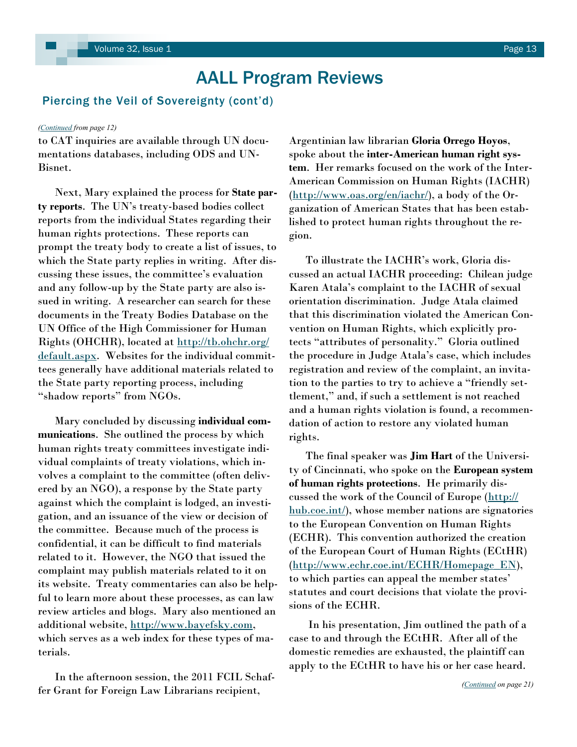# AALL Program Reviews

## Piercing the Veil of Sovereignty (cont'd)

*(Continued from page 12)*

to CAT inquiries are available through UN documentations databases, including ODS and UN-Bisnet.

Next, Mary explained the process for **State party reports**. The UN's treaty-based bodies collect reports from the individual States regarding their human rights protections. These reports can prompt the treaty body to create a list of issues, to which the State party replies in writing. After discussing these issues, the committee's evaluation and any follow-up by the State party are also issued in writing. A researcher can search for these documents in the Treaty Bodies Database on the UN Office of the High Commissioner for Human Rights (OHCHR), located at http://tb.ohchr.org/default.aspx. Websites for the individual committees generally have additional materials related to the State party reporting process, including "shadow reports" from NGOs.

Mary concluded by discussing **individual communications**. She outlined the process by which human rights treaty committees investigate individual complaints of treaty violations, which involves a complaint to the committee (often delivered by an NGO), a response by the State party against which the complaint is lodged, an investigation, and an issuance of the view or decision of the committee. Because much of the process is confidential, it can be difficult to find materials related to it. However, the NGO that issued the complaint may publish materials related to it on its website. Treaty commentaries can also be helpful to learn more about these processes, as can law review articles and blogs. Mary also mentioned an additional website, http://www.bayefsky.com, which serves as a web index for these types of materials.

In the afternoon session, the 2011 FCIL Schaffer Grant for Foreign Law Librarians recipient, Argentinian law librarian **Gloria Orrego Hoyos**, spoke about the **inter-American human right system**. Her remarks focused on the work of the Inter-American Commission on Human Rights (IACHR) (http://www.oas.org/en/iachr/), a body of the Organization of American States that has been established to protect human rights throughout the region.

To illustrate the IACHR's work, Gloria discussed an actual IACHR proceeding: Chilean judge Karen Atala's complaint to the IACHR of sexual orientation discrimination. Judge Atala claimed that this discrimination violated the American Convention on Human Rights, which explicitly protects "attributes of personality." Gloria outlined the procedure in Judge Atala's case, which includes registration and review of the complaint, an invitation to the parties to try to achieve a "friendly settlement," and, if such a settlement is not reached and a human rights violation is found, a recommendation of action to restore any violated human rights.

The final speaker was **Jim Hart** of the University of Cincinnati, who spoke on the **European system of human rights protections**. He primarily discussed the work of the Council of Europe (http://hub.coe.int/), whose member nations are signatories to the European Convention on Human Rights (ECHR). This convention authorized the creation of the European Court of Human Rights (ECtHR) (http://www.echr.coe.int/ECHR/Homepage_EN), to which parties can appeal the member states' statutes and court decisions that violate the provisions of the ECHR.

In his presentation, Jim outlined the path of a case to and through the ECtHR. After all of the domestic remedies are exhausted, the plaintiff can apply to the ECtHR to have his or her case heard.

*(Continued on page 21)*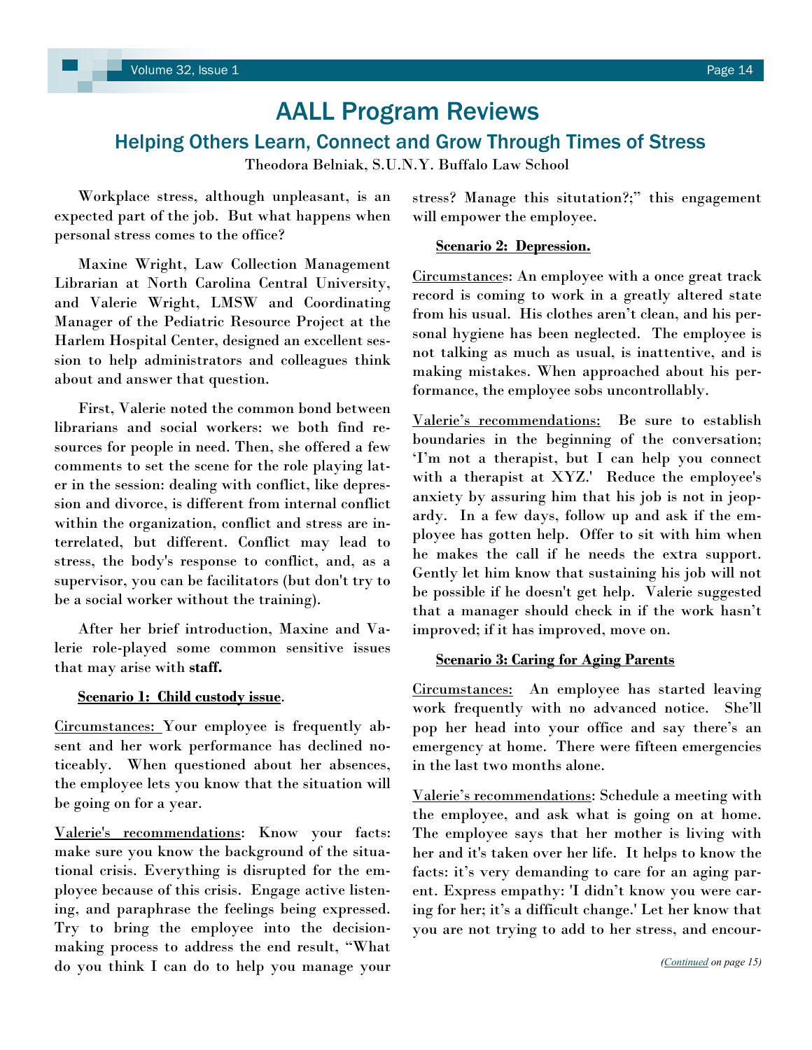# AALL Program Reviews

## Helping Others Learn, Connect and Grow Through Times of Stress

Theodora Belniak, S.U.N.Y. Buffalo Law School

Workplace stress, although unpleasant, is an expected part of the job. But what happens when personal stress comes to the office?

Maxine Wright, Law Collection Management Librarian at North Carolina Central University, and Valerie Wright, LMSW and Coordinating Manager of the Pediatric Resource Project at the Harlem Hospital Center, designed an excellent session to help administrators and colleagues think about and answer that question.

First, Valerie noted the common bond between librarians and social workers: we both find resources for people in need. Then, she offered a few comments to set the scene for the role playing later in the session: dealing with conflict, like depression and divorce, is different from internal conflict within the organization, conflict and stress are interrelated, but different. Conflict may lead to stress, the body's response to conflict, and, as a supervisor, you can be facilitators (but don't try to be a social worker without the training).

After her brief introduction, Maxine and Valerie role-played some common sensitive issues that may arise with **staff.**

**Scenario 1: Child custody issue**.

Circumstances: Your employee is frequently absent and her work performance has declined noticeably. When questioned about her absences, the employee lets you know that the situation will be going on for a year.

Valerie's recommendations: Know your facts: make sure you know the background of the situational crisis. Everything is disrupted for the employee because of this crisis. Engage active listening, and paraphrase the feelings being expressed. Try to bring the employee into the decision-making process to address the end result, "What do you think I can do to help you manage your stress? Manage this situtation?;" this engagement will empower the employee.

**Scenario 2: Depression.**

Circumstances: An employee with a once great track record is coming to work in a greatly altered state from his usual. His clothes aren't clean, and his personal hygiene has been neglected. The employee is not talking as much as usual, is inattentive, and is making mistakes. When approached about his performance, the employee sobs uncontrollably.

Valerie's recommendations: Be sure to establish boundaries in the beginning of the conversation; 'I'm not a therapist, but I can help you connect with a therapist at XYZ.' Reduce the employee's anxiety by assuring him that his job is not in jeopardy. In a few days, follow up and ask if the employee has gotten help. Offer to sit with him when he makes the call if he needs the extra support. Gently let him know that sustaining his job will not be possible if he doesn't get help. Valerie suggested that a manager should check in if the work hasn't improved; if it has improved, move on.

**Scenario 3: Caring for Aging Parents**

Circumstances: An employee has started leaving work frequently with no advanced notice. She'll pop her head into your office and say there's an emergency at home. There were fifteen emergencies in the last two months alone.

Valerie's recommendations: Schedule a meeting with the employee, and ask what is going on at home. The employee says that her mother is living with her and it's taken over her life. It helps to know the facts: it's very demanding to care for an aging parent. Express empathy: 'I didn't know you were caring for her; it's a difficult change.' Let her know that you are not trying to add to her stress, and encour-

*(Continued on page 15)*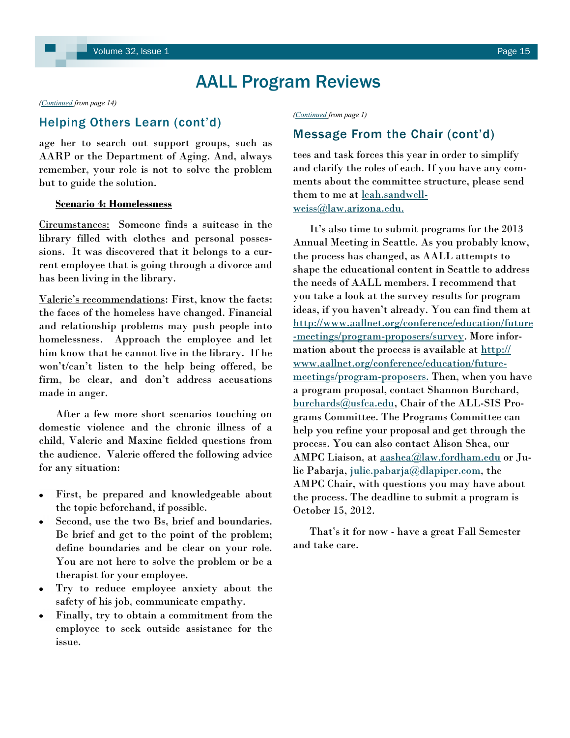# AALL Program Reviews

*(Continued from page 14)*

## Helping Others Learn (cont'd)

age her to search out support groups, such as AARP or the Department of Aging. And, always remember, your role is not to solve the problem but to guide the solution.

**<u>Scenario 4: Homelessness</u>**

<u>Circumstances:</u> Someone finds a suitcase in the library filled with clothes and personal possessions. It was discovered that it belongs to a current employee that is going through a divorce and has been living in the library.

<u>Valerie's recommendations</u>: First, know the facts: the faces of the homeless have changed. Financial and relationship problems may push people into homelessness. Approach the employee and let him know that he cannot live in the library. If he won't/can't listen to the help being offered, be firm, be clear, and don't address accusations made in anger.

After a few more short scenarios touching on domestic violence and the chronic illness of a child, Valerie and Maxine fielded questions from the audience. Valerie offered the following advice for any situation:

- First, be prepared and knowledgeable about the topic beforehand, if possible.
- Second, use the two Bs, brief and boundaries. Be brief and get to the point of the problem; define boundaries and be clear on your role. You are not here to solve the problem or be a therapist for your employee.
- Try to reduce employee anxiety about the safety of his job, communicate empathy.
- Finally, try to obtain a commitment from the employee to seek outside assistance for the issue.

*(Continued from page 1)*

## Message From the Chair (cont'd)

tees and task forces this year in order to simplify and clarify the roles of each. If you have any comments about the committee structure, please send them to me at leah.sandwell-weiss@law.arizona.edu.

It's also time to submit programs for the 2013 Annual Meeting in Seattle. As you probably know, the process has changed, as AALL attempts to shape the educational content in Seattle to address the needs of AALL members. I recommend that you take a look at the survey results for program ideas, if you haven't already. You can find them at http://www.aallnet.org/conference/education/future-meetings/program-proposers/survey. More information about the process is available at http://www.aallnet.org/conference/education/future-meetings/program-proposers. Then, when you have a program proposal, contact Shannon Burchard, burchards@usfca.edu, Chair of the ALL-SIS Programs Committee. The Programs Committee can help you refine your proposal and get through the process. You can also contact Alison Shea, our AMPC Liaison, at aashea@law.fordham.edu or Julie Pabarja, julie.pabarja@dlapiper.com, the AMPC Chair, with questions you may have about the process. The deadline to submit a program is October 15, 2012.

That's it for now - have a great Fall Semester and take care.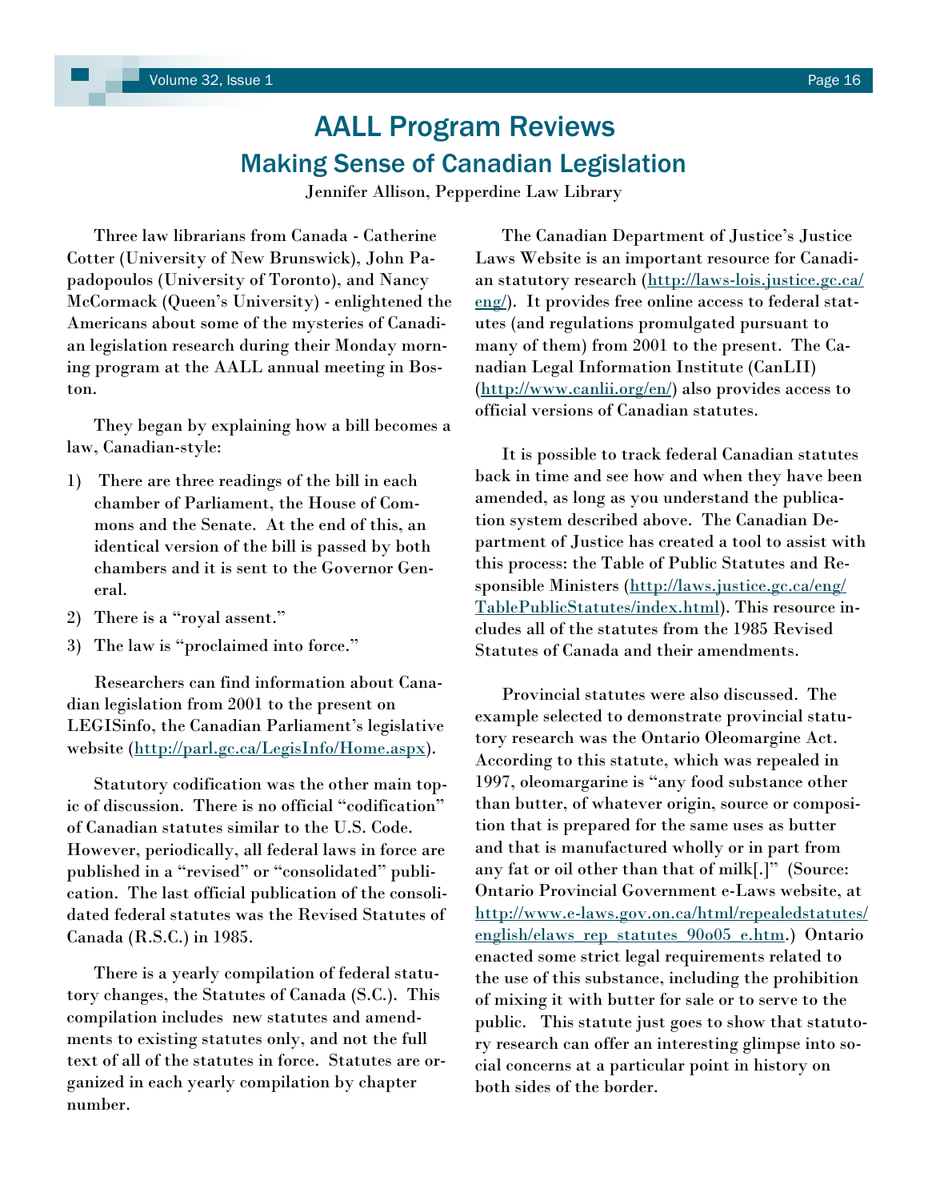# AALL Program Reviews

## Making Sense of Canadian Legislation

Jennifer Allison, Pepperdine Law Library

Three law librarians from Canada - Catherine Cotter (University of New Brunswick), John Papadopoulos (University of Toronto), and Nancy McCormack (Queen's University) - enlightened the Americans about some of the mysteries of Canadian legislation research during their Monday morning program at the AALL annual meeting in Boston.

They began by explaining how a bill becomes a law, Canadian-style:

1) There are three readings of the bill in each chamber of Parliament, the House of Commons and the Senate. At the end of this, an identical version of the bill is passed by both chambers and it is sent to the Governor General.
2) There is a "royal assent."
3) The law is "proclaimed into force."

Researchers can find information about Canadian legislation from 2001 to the present on LEGISinfo, the Canadian Parliament's legislative website (http://parl.gc.ca/LegisInfo/Home.aspx).

Statutory codification was the other main topic of discussion. There is no official "codification" of Canadian statutes similar to the U.S. Code. However, periodically, all federal laws in force are published in a "revised" or "consolidated" publication. The last official publication of the consolidated federal statutes was the Revised Statutes of Canada (R.S.C.) in 1985.

There is a yearly compilation of federal statutory changes, the Statutes of Canada (S.C.). This compilation includes new statutes and amendments to existing statutes only, and not the full text of all of the statutes in force. Statutes are organized in each yearly compilation by chapter number.

The Canadian Department of Justice's Justice Laws Website is an important resource for Canadian statutory research (http://laws-lois.justice.gc.ca/eng/). It provides free online access to federal statutes (and regulations promulgated pursuant to many of them) from 2001 to the present. The Canadian Legal Information Institute (CanLII) (http://www.canlii.org/en/) also provides access to official versions of Canadian statutes.

It is possible to track federal Canadian statutes back in time and see how and when they have been amended, as long as you understand the publication system described above. The Canadian Department of Justice has created a tool to assist with this process: the Table of Public Statutes and Responsible Ministers (http://laws.justice.gc.ca/eng/TablePublicStatutes/index.html). This resource includes all of the statutes from the 1985 Revised Statutes of Canada and their amendments.

Provincial statutes were also discussed. The example selected to demonstrate provincial statutory research was the Ontario Oleomargine Act. According to this statute, which was repealed in 1997, oleomargarine is "any food substance other than butter, of whatever origin, source or composition that is prepared for the same uses as butter and that is manufactured wholly or in part from any fat or oil other than that of milk[.]" (Source: Ontario Provincial Government e-Laws website, at http://www.e-laws.gov.on.ca/html/repealedstatutes/english/elaws_rep_statutes_90o05_e.htm.) Ontario enacted some strict legal requirements related to the use of this substance, including the prohibition of mixing it with butter for sale or to serve to the public. This statute just goes to show that statutory research can offer an interesting glimpse into social concerns at a particular point in history on both sides of the border.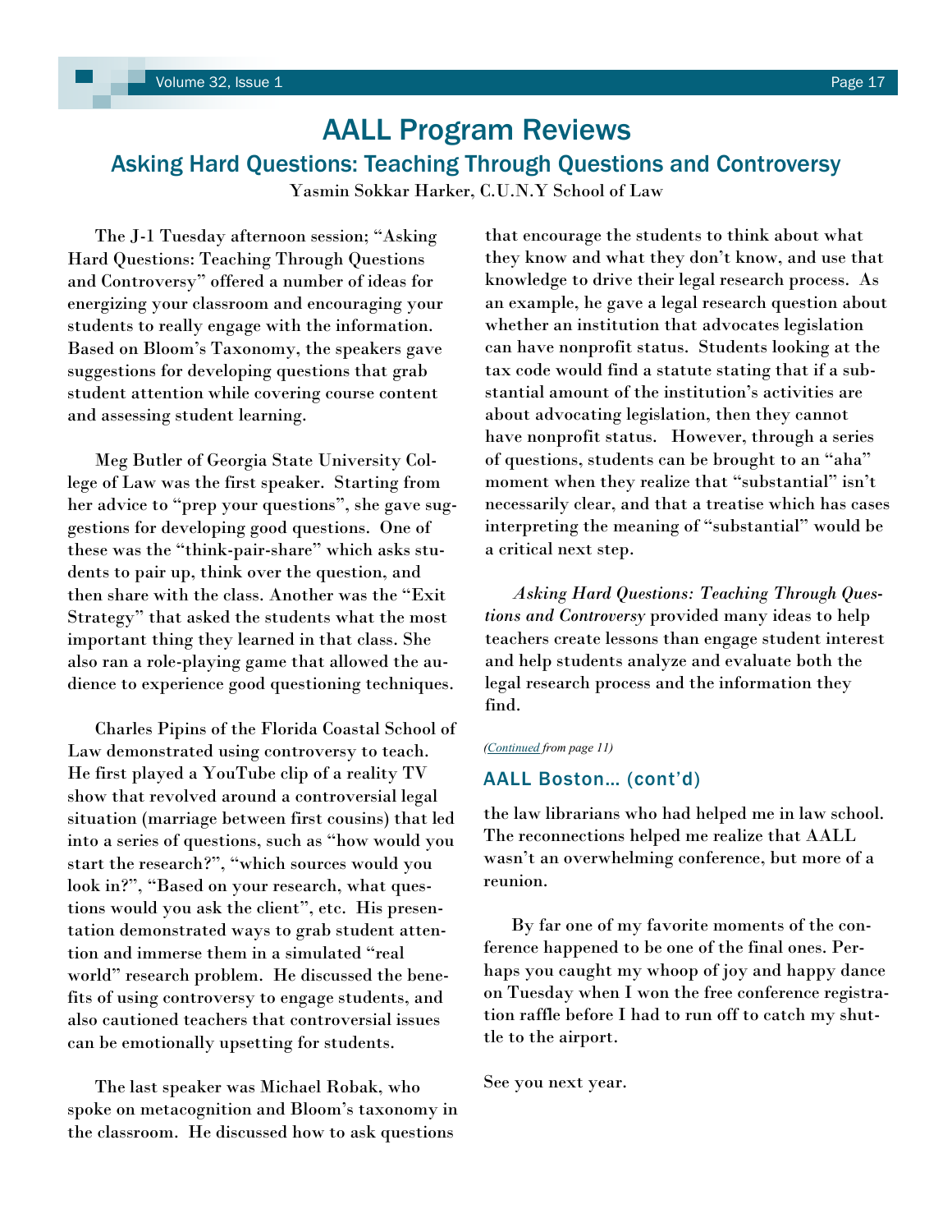# AALL Program Reviews

## Asking Hard Questions: Teaching Through Questions and Controversy

Yasmin Sokkar Harker, C.U.N.Y School of Law

The J-1 Tuesday afternoon session; "Asking Hard Questions: Teaching Through Questions and Controversy" offered a number of ideas for energizing your classroom and encouraging your students to really engage with the information. Based on Bloom's Taxonomy, the speakers gave suggestions for developing questions that grab student attention while covering course content and assessing student learning.

Meg Butler of Georgia State University College of Law was the first speaker. Starting from her advice to "prep your questions", she gave suggestions for developing good questions. One of these was the "think-pair-share" which asks students to pair up, think over the question, and then share with the class. Another was the "Exit Strategy" that asked the students what the most important thing they learned in that class. She also ran a role-playing game that allowed the audience to experience good questioning techniques.

Charles Pipins of the Florida Coastal School of Law demonstrated using controversy to teach. He first played a YouTube clip of a reality TV show that revolved around a controversial legal situation (marriage between first cousins) that led into a series of questions, such as "how would you start the research?", "which sources would you look in?", "Based on your research, what questions would you ask the client", etc. His presentation demonstrated ways to grab student attention and immerse them in a simulated "real world" research problem. He discussed the benefits of using controversy to engage students, and also cautioned teachers that controversial issues can be emotionally upsetting for students.

The last speaker was Michael Robak, who spoke on metacognition and Bloom's taxonomy in the classroom. He discussed how to ask questions that encourage the students to think about what they know and what they don't know, and use that knowledge to drive their legal research process. As an example, he gave a legal research question about whether an institution that advocates legislation can have nonprofit status. Students looking at the tax code would find a statute stating that if a substantial amount of the institution's activities are about advocating legislation, then they cannot have nonprofit status. However, through a series of questions, students can be brought to an "aha" moment when they realize that "substantial" isn't necessarily clear, and that a treatise which has cases interpreting the meaning of "substantial" would be a critical next step.

*Asking Hard Questions: Teaching Through Questions and Controversy* provided many ideas to help teachers create lessons than engage student interest and help students analyze and evaluate both the legal research process and the information they find.

*(Continued from page 11)*

### AALL Boston… (cont'd)

the law librarians who had helped me in law school. The reconnections helped me realize that AALL wasn't an overwhelming conference, but more of a reunion.

By far one of my favorite moments of the conference happened to be one of the final ones. Perhaps you caught my whoop of joy and happy dance on Tuesday when I won the free conference registration raffle before I had to run off to catch my shuttle to the airport.

See you next year.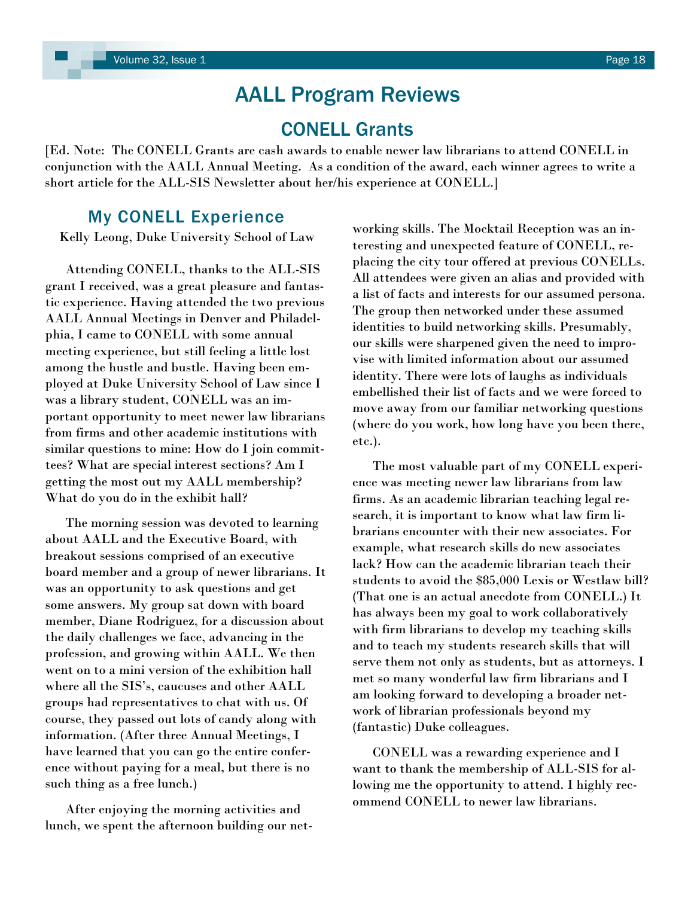# AALL Program Reviews

## CONELL Grants

[Ed. Note: The CONELL Grants are cash awards to enable newer law librarians to attend CONELL in conjunction with the AALL Annual Meeting. As a condition of the award, each winner agrees to write a short article for the ALL-SIS Newsletter about her/his experience at CONELL.]

### My CONELL Experience

Kelly Leong, Duke University School of Law

Attending CONELL, thanks to the ALL-SIS grant I received, was a great pleasure and fantastic experience. Having attended the two previous AALL Annual Meetings in Denver and Philadelphia, I came to CONELL with some annual meeting experience, but still feeling a little lost among the hustle and bustle. Having been employed at Duke University School of Law since I was a library student, CONELL was an important opportunity to meet newer law librarians from firms and other academic institutions with similar questions to mine: How do I join committees? What are special interest sections? Am I getting the most out my AALL membership? What do you do in the exhibit hall?

The morning session was devoted to learning about AALL and the Executive Board, with breakout sessions comprised of an executive board member and a group of newer librarians. It was an opportunity to ask questions and get some answers. My group sat down with board member, Diane Rodriguez, for a discussion about the daily challenges we face, advancing in the profession, and growing within AALL. We then went on to a mini version of the exhibition hall where all the SIS's, caucuses and other AALL groups had representatives to chat with us. Of course, they passed out lots of candy along with information. (After three Annual Meetings, I have learned that you can go the entire conference without paying for a meal, but there is no such thing as a free lunch.)

After enjoying the morning activities and lunch, we spent the afternoon building our networking skills. The Mocktail Reception was an interesting and unexpected feature of CONELL, replacing the city tour offered at previous CONELLs. All attendees were given an alias and provided with a list of facts and interests for our assumed persona. The group then networked under these assumed identities to build networking skills. Presumably, our skills were sharpened given the need to improvise with limited information about our assumed identity. There were lots of laughs as individuals embellished their list of facts and we were forced to move away from our familiar networking questions (where do you work, how long have you been there, etc.).

The most valuable part of my CONELL experience was meeting newer law librarians from law firms. As an academic librarian teaching legal research, it is important to know what law firm librarians encounter with their new associates. For example, what research skills do new associates lack? How can the academic librarian teach their students to avoid the $85,000 Lexis or Westlaw bill? (That one is an actual anecdote from CONELL.) It has always been my goal to work collaboratively with firm librarians to develop my teaching skills and to teach my students research skills that will serve them not only as students, but as attorneys. I met so many wonderful law firm librarians and I am looking forward to developing a broader network of librarian professionals beyond my (fantastic) Duke colleagues.

CONELL was a rewarding experience and I want to thank the membership of ALL-SIS for allowing me the opportunity to attend. I highly recommend CONELL to newer law librarians.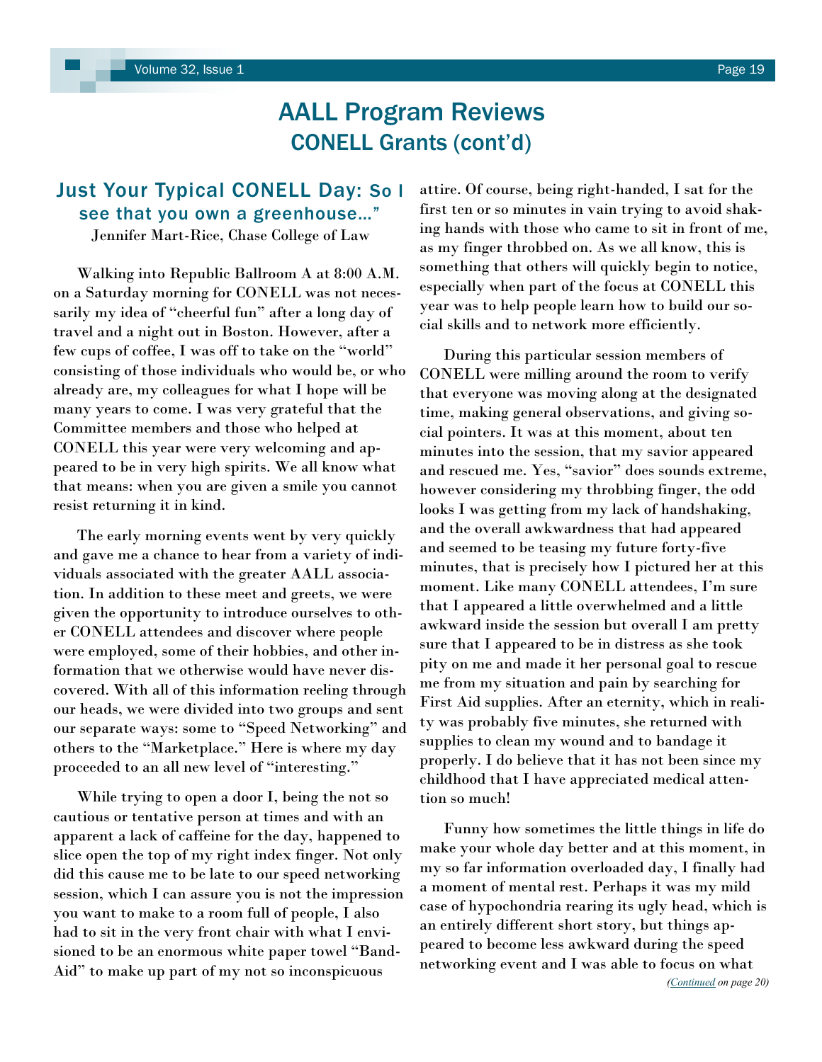# AALL Program Reviews

## CONELL Grants (cont'd)

### Just Your Typical CONELL Day: So I see that you own a greenhouse…"

Jennifer Mart-Rice, Chase College of Law

Walking into Republic Ballroom A at 8:00 A.M. on a Saturday morning for CONELL was not necessarily my idea of "cheerful fun" after a long day of travel and a night out in Boston. However, after a few cups of coffee, I was off to take on the "world" consisting of those individuals who would be, or who already are, my colleagues for what I hope will be many years to come. I was very grateful that the Committee members and those who helped at CONELL this year were very welcoming and appeared to be in very high spirits. We all know what that means: when you are given a smile you cannot resist returning it in kind.

The early morning events went by very quickly and gave me a chance to hear from a variety of individuals associated with the greater AALL association. In addition to these meet and greets, we were given the opportunity to introduce ourselves to other CONELL attendees and discover where people were employed, some of their hobbies, and other information that we otherwise would have never discovered. With all of this information reeling through our heads, we were divided into two groups and sent our separate ways: some to "Speed Networking" and others to the "Marketplace." Here is where my day proceeded to an all new level of "interesting."

While trying to open a door I, being the not so cautious or tentative person at times and with an apparent a lack of caffeine for the day, happened to slice open the top of my right index finger. Not only did this cause me to be late to our speed networking session, which I can assure you is not the impression you want to make to a room full of people, I also had to sit in the very front chair with what I envisioned to be an enormous white paper towel "Band-Aid" to make up part of my not so inconspicuous attire. Of course, being right-handed, I sat for the first ten or so minutes in vain trying to avoid shaking hands with those who came to sit in front of me, as my finger throbbed on. As we all know, this is something that others will quickly begin to notice, especially when part of the focus at CONELL this year was to help people learn how to build our social skills and to network more efficiently.

During this particular session members of CONELL were milling around the room to verify that everyone was moving along at the designated time, making general observations, and giving social pointers. It was at this moment, about ten minutes into the session, that my savior appeared and rescued me. Yes, "savior" does sounds extreme, however considering my throbbing finger, the odd looks I was getting from my lack of handshaking, and the overall awkwardness that had appeared and seemed to be teasing my future forty-five minutes, that is precisely how I pictured her at this moment. Like many CONELL attendees, I'm sure that I appeared a little overwhelmed and a little awkward inside the session but overall I am pretty sure that I appeared to be in distress as she took pity on me and made it her personal goal to rescue me from my situation and pain by searching for First Aid supplies. After an eternity, which in reality was probably five minutes, she returned with supplies to clean my wound and to bandage it properly. I do believe that it has not been since my childhood that I have appreciated medical attention so much!

Funny how sometimes the little things in life do make your whole day better and at this moment, in my so far information overloaded day, I finally had a moment of mental rest. Perhaps it was my mild case of hypochondria rearing its ugly head, which is an entirely different short story, but things appeared to become less awkward during the speed networking event and I was able to focus on what

*(Continued on page 20)*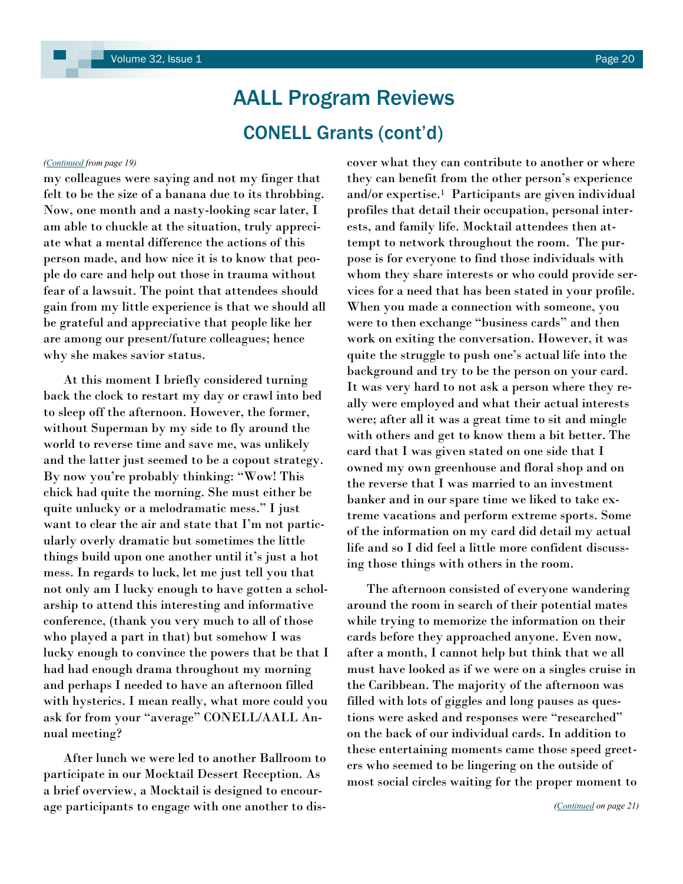# AALL Program Reviews

## CONELL Grants (cont'd)

*(Continued from page 19)*

my colleagues were saying and not my finger that felt to be the size of a banana due to its throbbing. Now, one month and a nasty-looking scar later, I am able to chuckle at the situation, truly appreciate what a mental difference the actions of this person made, and how nice it is to know that people do care and help out those in trauma without fear of a lawsuit. The point that attendees should gain from my little experience is that we should all be grateful and appreciative that people like her are among our present/future colleagues; hence why she makes savior status.

At this moment I briefly considered turning back the clock to restart my day or crawl into bed to sleep off the afternoon. However, the former, without Superman by my side to fly around the world to reverse time and save me, was unlikely and the latter just seemed to be a copout strategy. By now you're probably thinking: "Wow! This chick had quite the morning. She must either be quite unlucky or a melodramatic mess." I just want to clear the air and state that I'm not particularly overly dramatic but sometimes the little things build upon one another until it's just a hot mess. In regards to luck, let me just tell you that not only am I lucky enough to have gotten a scholarship to attend this interesting and informative conference, (thank you very much to all of those who played a part in that) but somehow I was lucky enough to convince the powers that be that I had had enough drama throughout my morning and perhaps I needed to have an afternoon filled with hysterics. I mean really, what more could you ask for from your "average" CONELL/AALL Annual meeting?

After lunch we were led to another Ballroom to participate in our Mocktail Dessert Reception. As a brief overview, a Mocktail is designed to encourage participants to engage with one another to discover what they can contribute to another or where they can benefit from the other person's experience and/or expertise.[1] Participants are given individual profiles that detail their occupation, personal interests, and family life. Mocktail attendees then attempt to network throughout the room. The purpose is for everyone to find those individuals with whom they share interests or who could provide services for a need that has been stated in your profile. When you made a connection with someone, you were to then exchange "business cards" and then work on exiting the conversation. However, it was quite the struggle to push one's actual life into the background and try to be the person on your card. It was very hard to not ask a person where they really were employed and what their actual interests were; after all it was a great time to sit and mingle with others and get to know them a bit better. The card that I was given stated on one side that I owned my own greenhouse and floral shop and on the reverse that I was married to an investment banker and in our spare time we liked to take extreme vacations and perform extreme sports. Some of the information on my card did detail my actual life and so I did feel a little more confident discussing those things with others in the room.

The afternoon consisted of everyone wandering around the room in search of their potential mates while trying to memorize the information on their cards before they approached anyone. Even now, after a month, I cannot help but think that we all must have looked as if we were on a singles cruise in the Caribbean. The majority of the afternoon was filled with lots of giggles and long pauses as questions were asked and responses were "researched" on the back of our individual cards. In addition to these entertaining moments came those speed greeters who seemed to be lingering on the outside of most social circles waiting for the proper moment to

*(Continued on page 21)*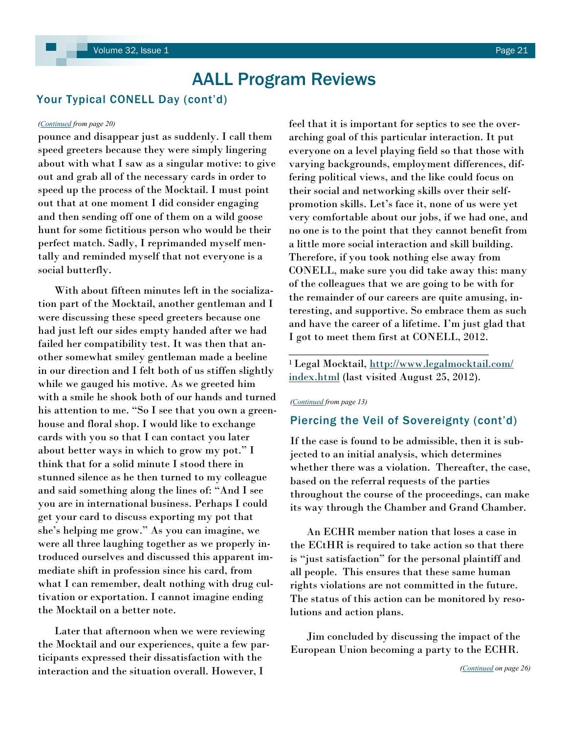# AALL Program Reviews

## Your Typical CONELL Day (cont'd)

*(Continued from page 20)*

pounce and disappear just as suddenly. I call them speed greeters because they were simply lingering about with what I saw as a singular motive: to give out and grab all of the necessary cards in order to speed up the process of the Mocktail. I must point out that at one moment I did consider engaging and then sending off one of them on a wild goose hunt for some fictitious person who would be their perfect match. Sadly, I reprimanded myself mentally and reminded myself that not everyone is a social butterfly.

With about fifteen minutes left in the socialization part of the Mocktail, another gentleman and I were discussing these speed greeters because one had just left our sides empty handed after we had failed her compatibility test. It was then that another somewhat smiley gentleman made a beeline in our direction and I felt both of us stiffen slightly while we gauged his motive. As we greeted him with a smile he shook both of our hands and turned his attention to me. "So I see that you own a greenhouse and floral shop. I would like to exchange cards with you so that I can contact you later about better ways in which to grow my pot." I think that for a solid minute I stood there in stunned silence as he then turned to my colleague and said something along the lines of: "And I see you are in international business. Perhaps I could get your card to discuss exporting my pot that she's helping me grow." As you can imagine, we were all three laughing together as we properly introduced ourselves and discussed this apparent immediate shift in profession since his card, from what I can remember, dealt nothing with drug cultivation or exportation. I cannot imagine ending the Mocktail on a better note.

Later that afternoon when we were reviewing the Mocktail and our experiences, quite a few participants expressed their dissatisfaction with the interaction and the situation overall. However, I feel that it is important for septics to see the overarching goal of this particular interaction. It put everyone on a level playing field so that those with varying backgrounds, employment differences, differing political views, and the like could focus on their social and networking skills over their self-promotion skills. Let's face it, none of us were yet very comfortable about our jobs, if we had one, and no one is to the point that they cannot benefit from a little more social interaction and skill building. Therefore, if you took nothing else away from CONELL, make sure you did take away this: many of the colleagues that we are going to be with for the remainder of our careers are quite amusing, interesting, and supportive. So embrace them as such and have the career of a lifetime. I'm just glad that I got to meet them first at CONELL, 2012.

---

[1] Legal Mocktail, http://www.legalmocktail.com/index.html (last visited August 25, 2012).

*(Continued from page 13)*

## Piercing the Veil of Sovereignty (cont'd)

If the case is found to be admissible, then it is subjected to an initial analysis, which determines whether there was a violation. Thereafter, the case, based on the referral requests of the parties throughout the course of the proceedings, can make its way through the Chamber and Grand Chamber.

An ECHR member nation that loses a case in the ECtHR is required to take action so that there is "just satisfaction" for the personal plaintiff and all people. This ensures that these same human rights violations are not committed in the future. The status of this action can be monitored by resolutions and action plans.

Jim concluded by discussing the impact of the European Union becoming a party to the ECHR.

*(Continued on page 26)*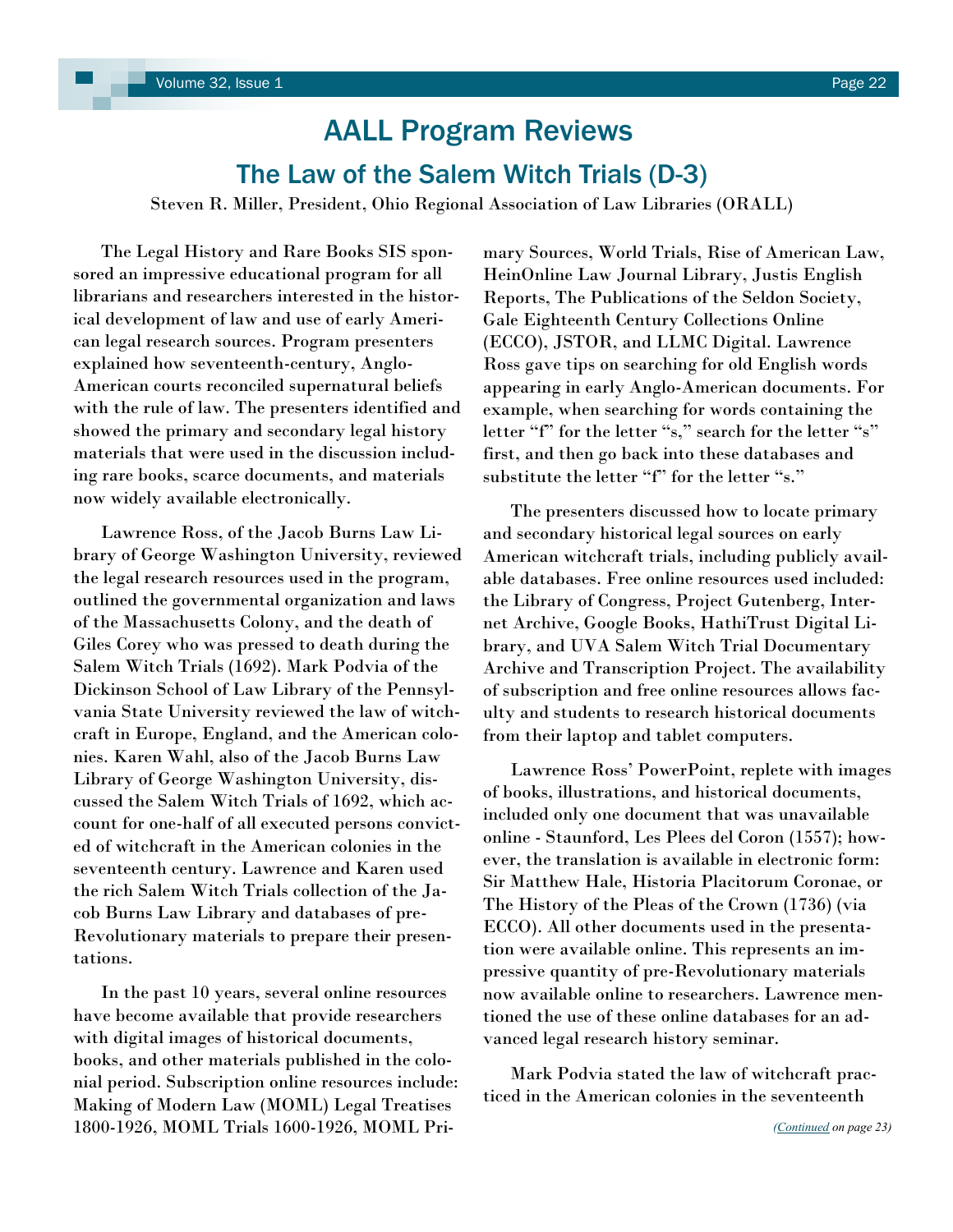# AALL Program Reviews

## The Law of the Salem Witch Trials (D-3)

Steven R. Miller, President, Ohio Regional Association of Law Libraries (ORALL)

The Legal History and Rare Books SIS sponsored an impressive educational program for all librarians and researchers interested in the historical development of law and use of early American legal research sources. Program presenters explained how seventeenth-century, Anglo-American courts reconciled supernatural beliefs with the rule of law. The presenters identified and showed the primary and secondary legal history materials that were used in the discussion including rare books, scarce documents, and materials now widely available electronically.

Lawrence Ross, of the Jacob Burns Law Library of George Washington University, reviewed the legal research resources used in the program, outlined the governmental organization and laws of the Massachusetts Colony, and the death of Giles Corey who was pressed to death during the Salem Witch Trials (1692). Mark Podvia of the Dickinson School of Law Library of the Pennsylvania State University reviewed the law of witchcraft in Europe, England, and the American colonies. Karen Wahl, also of the Jacob Burns Law Library of George Washington University, discussed the Salem Witch Trials of 1692, which account for one-half of all executed persons convicted of witchcraft in the American colonies in the seventeenth century. Lawrence and Karen used the rich Salem Witch Trials collection of the Jacob Burns Law Library and databases of pre-Revolutionary materials to prepare their presentations.

In the past 10 years, several online resources have become available that provide researchers with digital images of historical documents, books, and other materials published in the colonial period. Subscription online resources include: Making of Modern Law (MOML) Legal Treatises 1800-1926, MOML Trials 1600-1926, MOML Primary Sources, World Trials, Rise of American Law, HeinOnline Law Journal Library, Justis English Reports, The Publications of the Seldon Society, Gale Eighteenth Century Collections Online (ECCO), JSTOR, and LLMC Digital. Lawrence Ross gave tips on searching for old English words appearing in early Anglo-American documents. For example, when searching for words containing the letter "f" for the letter "s," search for the letter "s" first, and then go back into these databases and substitute the letter "f" for the letter "s."

The presenters discussed how to locate primary and secondary historical legal sources on early American witchcraft trials, including publicly available databases. Free online resources used included: the Library of Congress, Project Gutenberg, Internet Archive, Google Books, HathiTrust Digital Library, and UVA Salem Witch Trial Documentary Archive and Transcription Project. The availability of subscription and free online resources allows faculty and students to research historical documents from their laptop and tablet computers.

Lawrence Ross' PowerPoint, replete with images of books, illustrations, and historical documents, included only one document that was unavailable online - Staunford, Les Plees del Coron (1557); however, the translation is available in electronic form: Sir Matthew Hale, Historia Placitorum Coronae, or The History of the Pleas of the Crown (1736) (via ECCO). All other documents used in the presentation were available online. This represents an impressive quantity of pre-Revolutionary materials now available online to researchers. Lawrence mentioned the use of these online databases for an advanced legal research history seminar.

Mark Podvia stated the law of witchcraft practiced in the American colonies in the seventeenth

*(Continued on page 23)*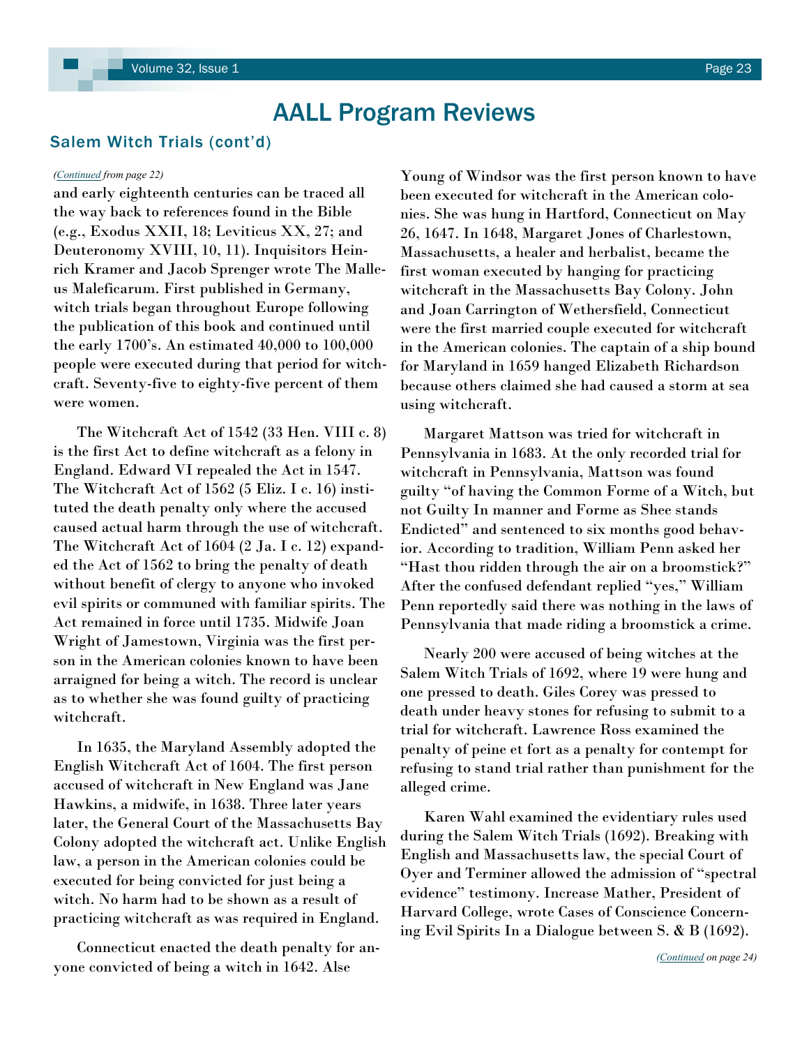# AALL Program Reviews

## Salem Witch Trials (cont'd)

*(Continued from page 22)*

and early eighteenth centuries can be traced all the way back to references found in the Bible (e.g., Exodus XXII, 18; Leviticus XX, 27; and Deuteronomy XVIII, 10, 11). Inquisitors Heinrich Kramer and Jacob Sprenger wrote The Malleus Maleficarum. First published in Germany, witch trials began throughout Europe following the publication of this book and continued until the early 1700's. An estimated 40,000 to 100,000 people were executed during that period for witchcraft. Seventy-five to eighty-five percent of them were women.

The Witchcraft Act of 1542 (33 Hen. VIII c. 8) is the first Act to define witchcraft as a felony in England. Edward VI repealed the Act in 1547. The Witchcraft Act of 1562 (5 Eliz. I c. 16) instituted the death penalty only where the accused caused actual harm through the use of witchcraft. The Witchcraft Act of 1604 (2 Ja. I c. 12) expanded the Act of 1562 to bring the penalty of death without benefit of clergy to anyone who invoked evil spirits or communed with familiar spirits. The Act remained in force until 1735. Midwife Joan Wright of Jamestown, Virginia was the first person in the American colonies known to have been arraigned for being a witch. The record is unclear as to whether she was found guilty of practicing witchcraft.

In 1635, the Maryland Assembly adopted the English Witchcraft Act of 1604. The first person accused of witchcraft in New England was Jane Hawkins, a midwife, in 1638. Three later years later, the General Court of the Massachusetts Bay Colony adopted the witchcraft act. Unlike English law, a person in the American colonies could be executed for being convicted for just being a witch. No harm had to be shown as a result of practicing witchcraft as was required in England.

Connecticut enacted the death penalty for anyone convicted of being a witch in 1642. Alse Young of Windsor was the first person known to have been executed for witchcraft in the American colonies. She was hung in Hartford, Connecticut on May 26, 1647. In 1648, Margaret Jones of Charlestown, Massachusetts, a healer and herbalist, became the first woman executed by hanging for practicing witchcraft in the Massachusetts Bay Colony. John and Joan Carrington of Wethersfield, Connecticut were the first married couple executed for witchcraft in the American colonies. The captain of a ship bound for Maryland in 1659 hanged Elizabeth Richardson because others claimed she had caused a storm at sea using witchcraft.

Margaret Mattson was tried for witchcraft in Pennsylvania in 1683. At the only recorded trial for witchcraft in Pennsylvania, Mattson was found guilty "of having the Common Forme of a Witch, but not Guilty In manner and Forme as Shee stands Endicted" and sentenced to six months good behavior. According to tradition, William Penn asked her "Hast thou ridden through the air on a broomstick?" After the confused defendant replied "yes," William Penn reportedly said there was nothing in the laws of Pennsylvania that made riding a broomstick a crime.

Nearly 200 were accused of being witches at the Salem Witch Trials of 1692, where 19 were hung and one pressed to death. Giles Corey was pressed to death under heavy stones for refusing to submit to a trial for witchcraft. Lawrence Ross examined the penalty of peine et fort as a penalty for contempt for refusing to stand trial rather than punishment for the alleged crime.

Karen Wahl examined the evidentiary rules used during the Salem Witch Trials (1692). Breaking with English and Massachusetts law, the special Court of Oyer and Terminer allowed the admission of "spectral evidence" testimony. Increase Mather, President of Harvard College, wrote Cases of Conscience Concerning Evil Spirits In a Dialogue between S. & B (1692).

*(Continued on page 24)*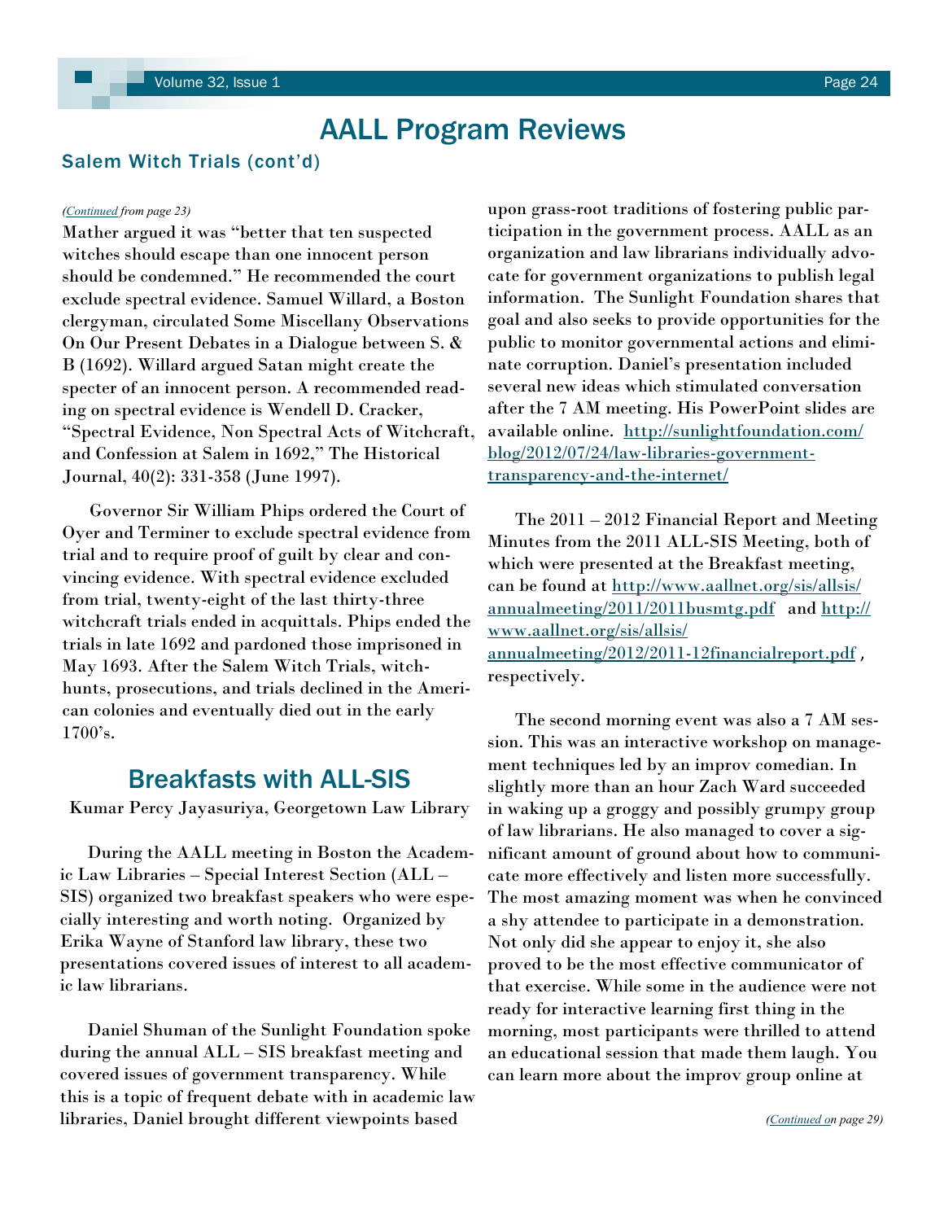# AALL Program Reviews

## Salem Witch Trials (cont'd)

*(Continued from page 23)*

Mather argued it was "better that ten suspected witches should escape than one innocent person should be condemned." He recommended the court exclude spectral evidence. Samuel Willard, a Boston clergyman, circulated Some Miscellany Observations On Our Present Debates in a Dialogue between S. & B (1692). Willard argued Satan might create the specter of an innocent person. A recommended reading on spectral evidence is Wendell D. Cracker, "Spectral Evidence, Non Spectral Acts of Witchcraft, and Confession at Salem in 1692," The Historical Journal, 40(2): 331-358 (June 1997).

Governor Sir William Phips ordered the Court of Oyer and Terminer to exclude spectral evidence from trial and to require proof of guilt by clear and convincing evidence. With spectral evidence excluded from trial, twenty-eight of the last thirty-three witchcraft trials ended in acquittals. Phips ended the trials in late 1692 and pardoned those imprisoned in May 1693. After the Salem Witch Trials, witch-hunts, prosecutions, and trials declined in the American colonies and eventually died out in the early 1700's.

## Breakfasts with ALL-SIS

Kumar Percy Jayasuriya, Georgetown Law Library

During the AALL meeting in Boston the Academic Law Libraries – Special Interest Section (ALL – SIS) organized two breakfast speakers who were especially interesting and worth noting. Organized by Erika Wayne of Stanford law library, these two presentations covered issues of interest to all academic law librarians.

Daniel Shuman of the Sunlight Foundation spoke during the annual ALL – SIS breakfast meeting and covered issues of government transparency. While this is a topic of frequent debate with in academic law libraries, Daniel brought different viewpoints based upon grass-root traditions of fostering public participation in the government process. AALL as an organization and law librarians individually advocate for government organizations to publish legal information. The Sunlight Foundation shares that goal and also seeks to provide opportunities for the public to monitor governmental actions and eliminate corruption. Daniel's presentation included several new ideas which stimulated conversation after the 7 AM meeting. His PowerPoint slides are available online. http://sunlightfoundation.com/blog/2012/07/24/law-libraries-government-transparency-and-the-internet/

The 2011 – 2012 Financial Report and Meeting Minutes from the 2011 ALL-SIS Meeting, both of which were presented at the Breakfast meeting, can be found at http://www.aallnet.org/sis/allsis/annualmeeting/2011/2011busmtg.pdf and http://www.aallnet.org/sis/allsis/annualmeeting/2012/2011-12financialreport.pdf , respectively.

The second morning event was also a 7 AM session. This was an interactive workshop on management techniques led by an improv comedian. In slightly more than an hour Zach Ward succeeded in waking up a groggy and possibly grumpy group of law librarians. He also managed to cover a significant amount of ground about how to communicate more effectively and listen more successfully. The most amazing moment was when he convinced a shy attendee to participate in a demonstration. Not only did she appear to enjoy it, she also proved to be the most effective communicator of that exercise. While some in the audience were not ready for interactive learning first thing in the morning, most participants were thrilled to attend an educational session that made them laugh. You can learn more about the improv group online at

*(Continued on page 29)*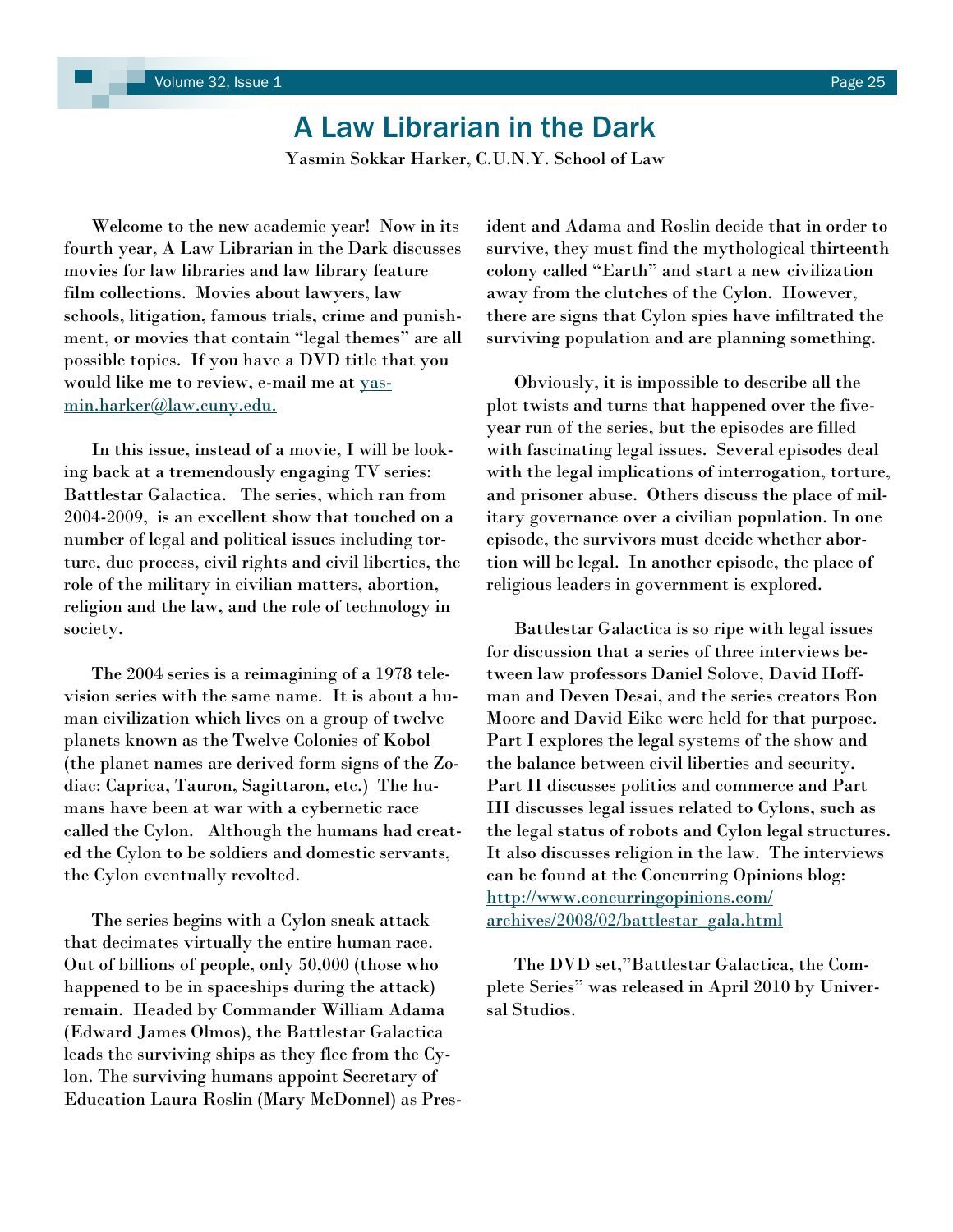# A Law Librarian in the Dark

Yasmin Sokkar Harker, C.U.N.Y. School of Law

Welcome to the new academic year! Now in its fourth year, A Law Librarian in the Dark discusses movies for law libraries and law library feature film collections. Movies about lawyers, law schools, litigation, famous trials, crime and punishment, or movies that contain "legal themes" are all possible topics. If you have a DVD title that you would like me to review, e-mail me at [yasmin.harker@law.cuny.edu.](mailto:yasmin.harker@law.cuny.edu)

In this issue, instead of a movie, I will be looking back at a tremendously engaging TV series: Battlestar Galactica. The series, which ran from 2004-2009, is an excellent show that touched on a number of legal and political issues including torture, due process, civil rights and civil liberties, the role of the military in civilian matters, abortion, religion and the law, and the role of technology in society.

The 2004 series is a reimagining of a 1978 television series with the same name. It is about a human civilization which lives on a group of twelve planets known as the Twelve Colonies of Kobol (the planet names are derived form signs of the Zodiac: Caprica, Tauron, Sagittaron, etc.) The humans have been at war with a cybernetic race called the Cylon. Although the humans had created the Cylon to be soldiers and domestic servants, the Cylon eventually revolted.

The series begins with a Cylon sneak attack that decimates virtually the entire human race. Out of billions of people, only 50,000 (those who happened to be in spaceships during the attack) remain. Headed by Commander William Adama (Edward James Olmos), the Battlestar Galactica leads the surviving ships as they flee from the Cylon. The surviving humans appoint Secretary of Education Laura Roslin (Mary McDonnel) as President and Adama and Roslin decide that in order to survive, they must find the mythological thirteenth colony called "Earth" and start a new civilization away from the clutches of the Cylon. However, there are signs that Cylon spies have infiltrated the surviving population and are planning something.

Obviously, it is impossible to describe all the plot twists and turns that happened over the five-year run of the series, but the episodes are filled with fascinating legal issues. Several episodes deal with the legal implications of interrogation, torture, and prisoner abuse. Others discuss the place of military governance over a civilian population. In one episode, the survivors must decide whether abortion will be legal. In another episode, the place of religious leaders in government is explored.

Battlestar Galactica is so ripe with legal issues for discussion that a series of three interviews between law professors Daniel Solove, David Hoffman and Deven Desai, and the series creators Ron Moore and David Eike were held for that purpose. Part I explores the legal systems of the show and the balance between civil liberties and security. Part II discusses politics and commerce and Part III discusses legal issues related to Cylons, such as the legal status of robots and Cylon legal structures. It also discusses religion in the law. The interviews can be found at the Concurring Opinions blog: [http://www.concurringopinions.com/archives/2008/02/battlestar_gala.html](http://www.concurringopinions.com/archives/2008/02/battlestar_gala.html)

The DVD set,"Battlestar Galactica, the Complete Series" was released in April 2010 by Universal Studios.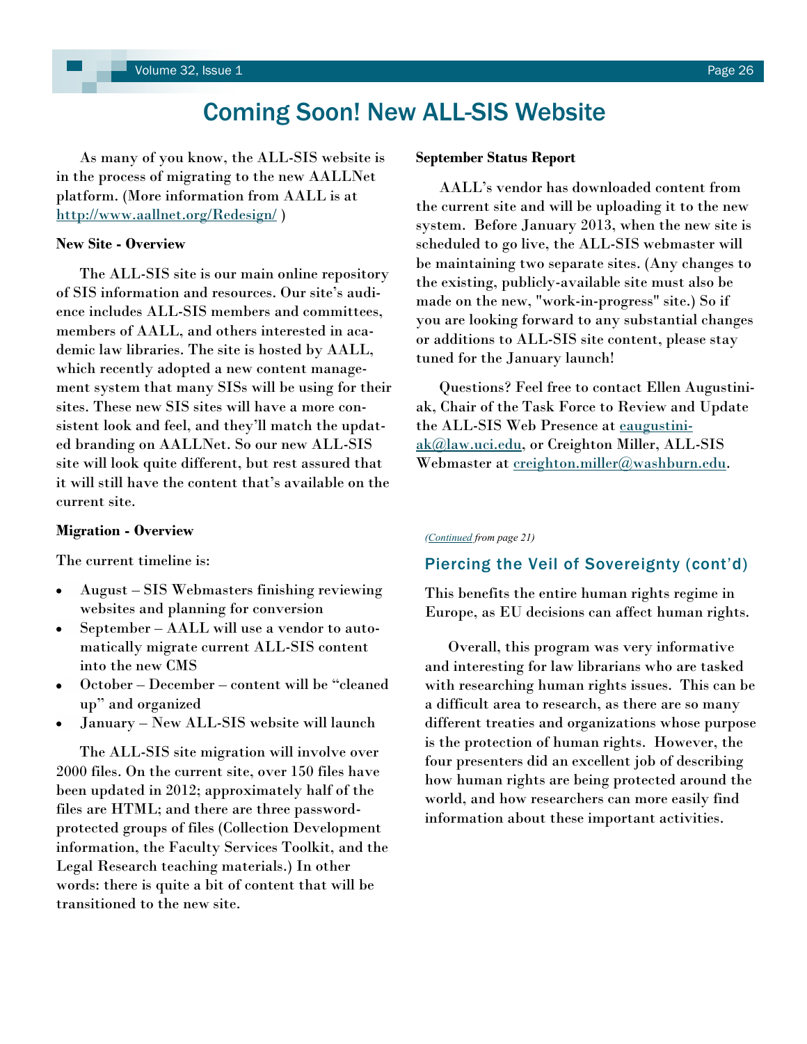# Coming Soon! New ALL-SIS Website

As many of you know, the ALL-SIS website is in the process of migrating to the new AALLNet platform. (More information from AALL is at http://www.aallnet.org/Redesign/ )

**New Site - Overview**

The ALL-SIS site is our main online repository of SIS information and resources. Our site's audience includes ALL-SIS members and committees, members of AALL, and others interested in academic law libraries. The site is hosted by AALL, which recently adopted a new content management system that many SISs will be using for their sites. These new SIS sites will have a more consistent look and feel, and they'll match the updated branding on AALLNet. So our new ALL-SIS site will look quite different, but rest assured that it will still have the content that's available on the current site.

**Migration - Overview**

The current timeline is:

- August – SIS Webmasters finishing reviewing websites and planning for conversion
- September – AALL will use a vendor to automatically migrate current ALL-SIS content into the new CMS
- October – December – content will be "cleaned up" and organized
- January – New ALL-SIS website will launch

The ALL-SIS site migration will involve over 2000 files. On the current site, over 150 files have been updated in 2012; approximately half of the files are HTML; and there are three password-protected groups of files (Collection Development information, the Faculty Services Toolkit, and the Legal Research teaching materials.) In other words: there is quite a bit of content that will be transitioned to the new site.

**September Status Report**

AALL's vendor has downloaded content from the current site and will be uploading it to the new system. Before January 2013, when the new site is scheduled to go live, the ALL-SIS webmaster will be maintaining two separate sites. (Any changes to the existing, publicly-available site must also be made on the new, "work-in-progress" site.) So if you are looking forward to any substantial changes or additions to ALL-SIS site content, please stay tuned for the January launch!

Questions? Feel free to contact Ellen Augustiniak, Chair of the Task Force to Review and Update the ALL-SIS Web Presence at eaugustiniak@law.uci.edu, or Creighton Miller, ALL-SIS Webmaster at creighton.miller@washburn.edu.

*(Continued from page 21)*

## Piercing the Veil of Sovereignty (cont'd)

This benefits the entire human rights regime in Europe, as EU decisions can affect human rights.

Overall, this program was very informative and interesting for law librarians who are tasked with researching human rights issues. This can be a difficult area to research, as there are so many different treaties and organizations whose purpose is the protection of human rights. However, the four presenters did an excellent job of describing how human rights are being protected around the world, and how researchers can more easily find information about these important activities.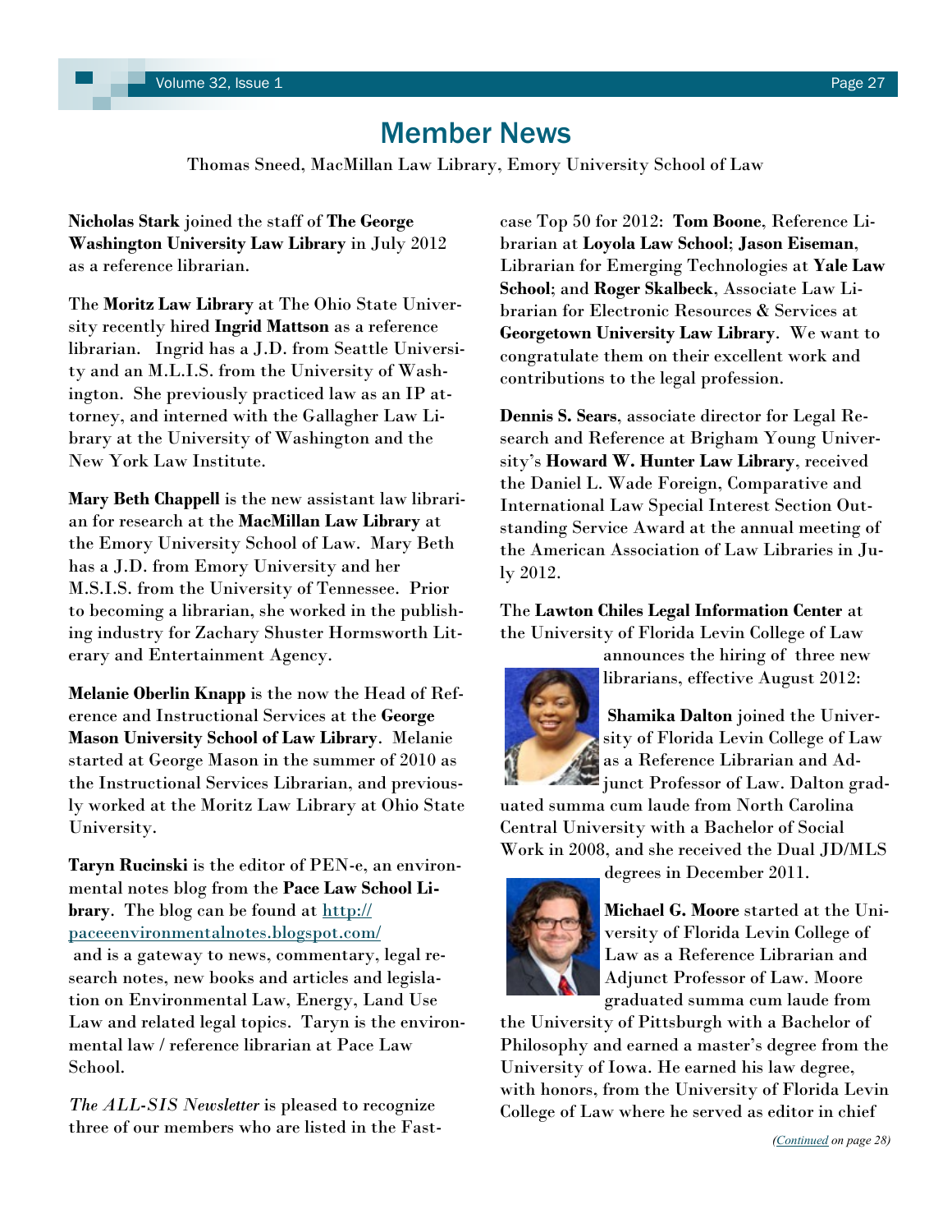# Member News

Thomas Sneed, MacMillan Law Library, Emory University School of Law

**Nicholas Stark** joined the staff of **The George Washington University Law Library** in July 2012 as a reference librarian.

The **Moritz Law Library** at The Ohio State University recently hired **Ingrid Mattson** as a reference librarian. Ingrid has a J.D. from Seattle University and an M.L.I.S. from the University of Washington. She previously practiced law as an IP attorney, and interned with the Gallagher Law Library at the University of Washington and the New York Law Institute.

**Mary Beth Chappell** is the new assistant law librarian for research at the **MacMillan Law Library** at the Emory University School of Law. Mary Beth has a J.D. from Emory University and her M.S.I.S. from the University of Tennessee. Prior to becoming a librarian, she worked in the publishing industry for Zachary Shuster Hormsworth Literary and Entertainment Agency.

**Melanie Oberlin Knapp** is the now the Head of Reference and Instructional Services at the **George Mason University School of Law Library**. Melanie started at George Mason in the summer of 2010 as the Instructional Services Librarian, and previously worked at the Moritz Law Library at Ohio State University.

**Taryn Rucinski** is the editor of PEN-e, an environmental notes blog from the **Pace Law School Library**. The blog can be found at http://paceeenvironmentalnotes.blogspot.com/ and is a gateway to news, commentary, legal research notes, new books and articles and legislation on Environmental Law, Energy, Land Use Law and related legal topics. Taryn is the environmental law / reference librarian at Pace Law School.

*The ALL-SIS Newsletter* is pleased to recognize three of our members who are listed in the Fastcase Top 50 for 2012: **Tom Boone**, Reference Librarian at **Loyola Law School**; **Jason Eiseman**, Librarian for Emerging Technologies at **Yale Law School**; and **Roger Skalbeck**, Associate Law Librarian for Electronic Resources & Services at **Georgetown University Law Library**. We want to congratulate them on their excellent work and contributions to the legal profession.

**Dennis S. Sears**, associate director for Legal Research and Reference at Brigham Young University's **Howard W. Hunter Law Library**, received the Daniel L. Wade Foreign, Comparative and International Law Special Interest Section Outstanding Service Award at the annual meeting of the American Association of Law Libraries in July 2012.

The **Lawton Chiles Legal Information Center** at the University of Florida Levin College of Law announces the hiring of three new librarians, effective August 2012:

**Shamika Dalton** joined the University of Florida Levin College of Law as a Reference Librarian and Adjunct Professor of Law. Dalton graduated summa cum laude from North Carolina Central University with a Bachelor of Social Work in 2008, and she received the Dual JD/MLS degrees in December 2011.

**Michael G. Moore** started at the University of Florida Levin College of Law as a Reference Librarian and Adjunct Professor of Law. Moore graduated summa cum laude from the University of Pittsburgh with a Bachelor of Philosophy and earned a master's degree from the University of Iowa. He earned his law degree, with honors, from the University of Florida Levin College of Law where he served as editor in chief

*(Continued on page 28)*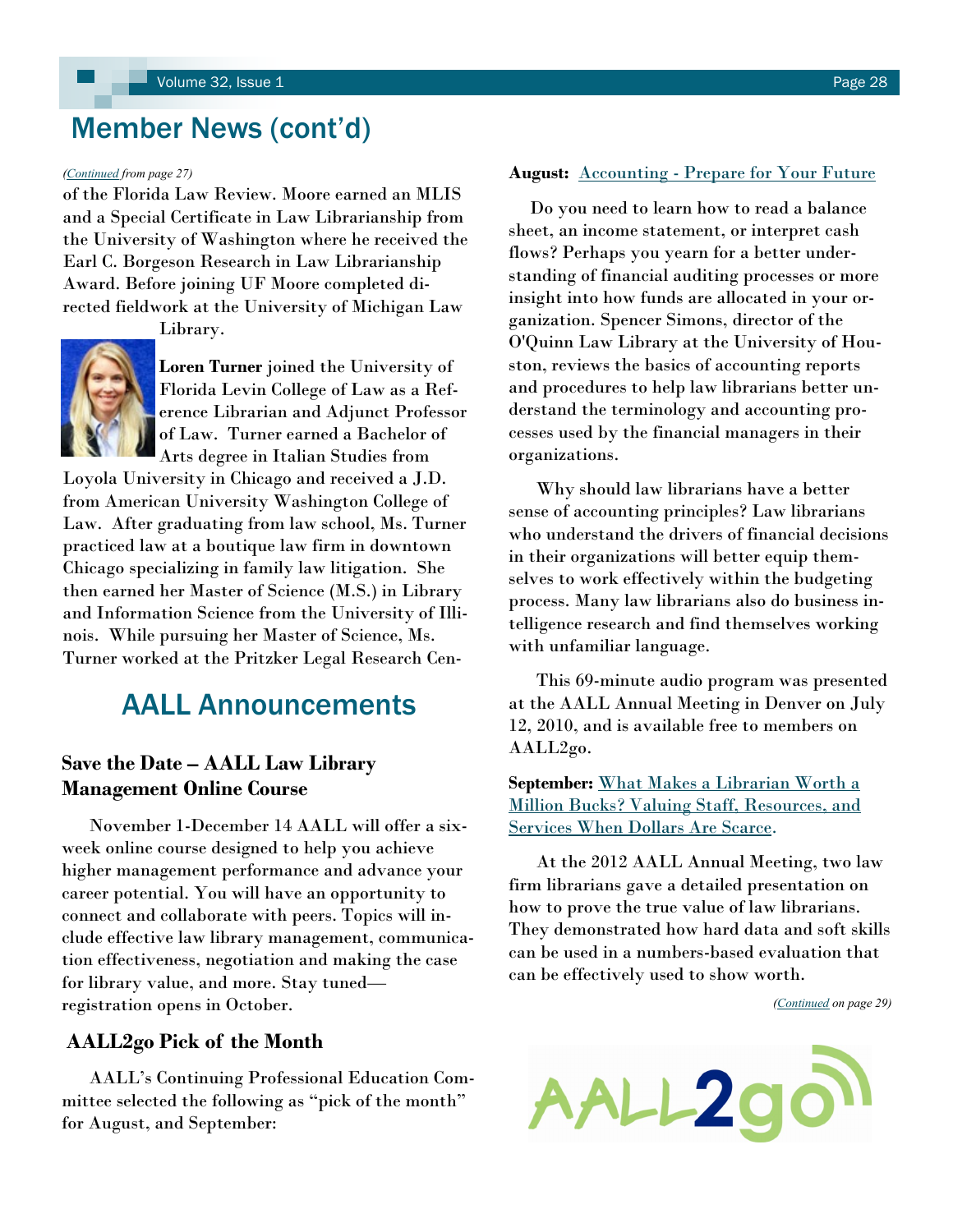# Member News (cont'd)

*(Continued from page 27)*

of the Florida Law Review. Moore earned an MLIS and a Special Certificate in Law Librarianship from the University of Washington where he received the Earl C. Borgeson Research in Law Librarianship Award. Before joining UF Moore completed directed fieldwork at the University of Michigan Law Library.

**Loren Turner** joined the University of Florida Levin College of Law as a Reference Librarian and Adjunct Professor of Law. Turner earned a Bachelor of Arts degree in Italian Studies from Loyola University in Chicago and received a J.D. from American University Washington College of Law. After graduating from law school, Ms. Turner practiced law at a boutique law firm in downtown Chicago specializing in family law litigation. She then earned her Master of Science (M.S.) in Library and Information Science from the University of Illinois. While pursuing her Master of Science, Ms. Turner worked at the Pritzker Legal Research Cen-

# AALL Announcements

### Save the Date – AALL Law Library Management Online Course

November 1-December 14 AALL will offer a six-week online course designed to help you achieve higher management performance and advance your career potential. You will have an opportunity to connect and collaborate with peers. Topics will include effective law library management, communication effectiveness, negotiation and making the case for library value, and more. Stay tuned—registration opens in October.

### AALL2go Pick of the Month

AALL's Continuing Professional Education Committee selected the following as "pick of the month" for August, and September:

**August:** Accounting - Prepare for Your Future

Do you need to learn how to read a balance sheet, an income statement, or interpret cash flows? Perhaps you yearn for a better understanding of financial auditing processes or more insight into how funds are allocated in your organization. Spencer Simons, director of the O'Quinn Law Library at the University of Houston, reviews the basics of accounting reports and procedures to help law librarians better understand the terminology and accounting processes used by the financial managers in their organizations.

Why should law librarians have a better sense of accounting principles? Law librarians who understand the drivers of financial decisions in their organizations will better equip themselves to work effectively within the budgeting process. Many law librarians also do business intelligence research and find themselves working with unfamiliar language.

This 69-minute audio program was presented at the AALL Annual Meeting in Denver on July 12, 2010, and is available free to members on AALL2go.

**September:** What Makes a Librarian Worth a Million Bucks? Valuing Staff, Resources, and Services When Dollars Are Scarce.

At the 2012 AALL Annual Meeting, two law firm librarians gave a detailed presentation on how to prove the true value of law librarians. They demonstrated how hard data and soft skills can be used in a numbers-based evaluation that can be effectively used to show worth.

*(Continued on page 29)*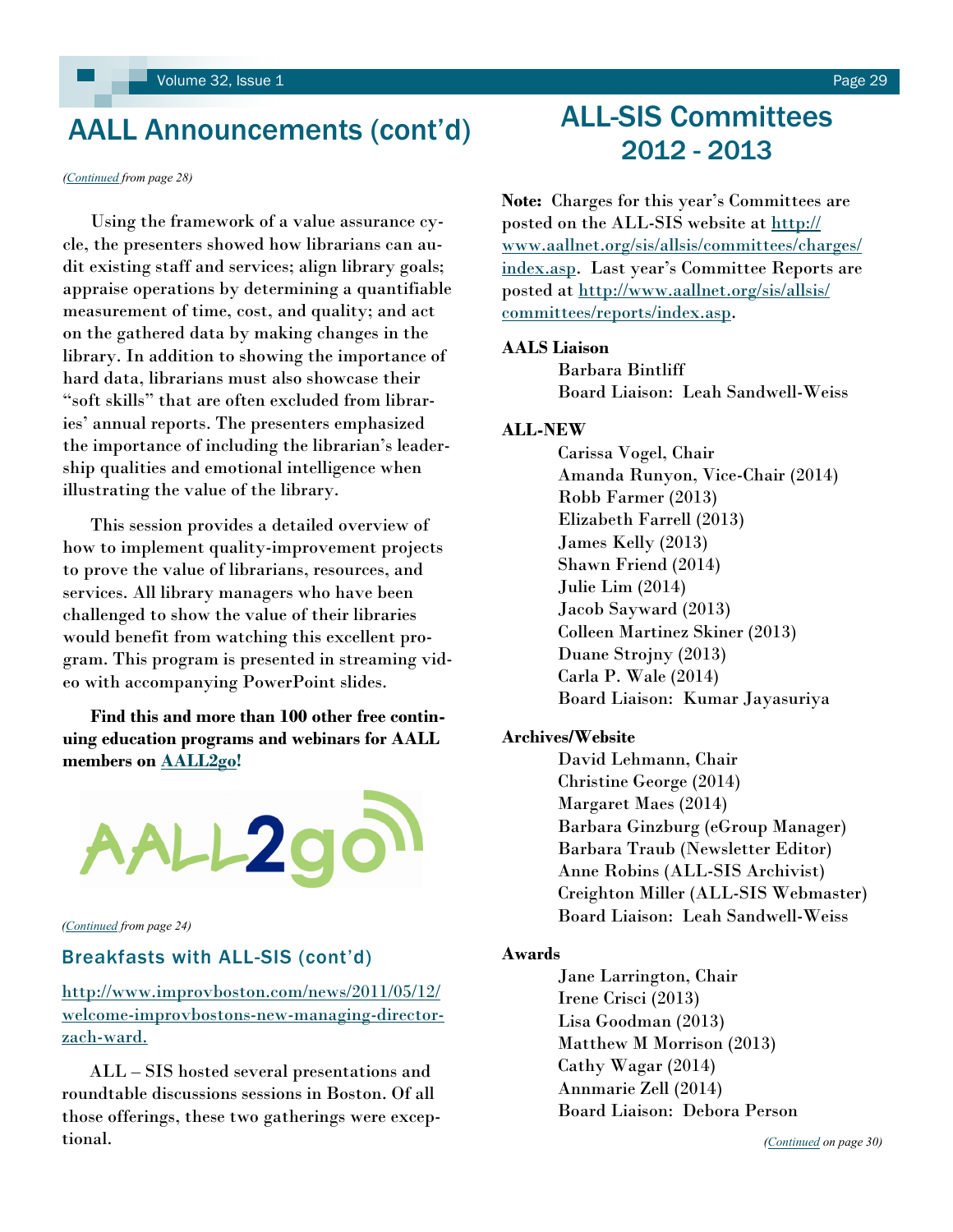# AALL Announcements (cont'd)

*(Continued from page 28)*

Using the framework of a value assurance cycle, the presenters showed how librarians can audit existing staff and services; align library goals; appraise operations by determining a quantifiable measurement of time, cost, and quality; and act on the gathered data by making changes in the library. In addition to showing the importance of hard data, librarians must also showcase their "soft skills" that are often excluded from libraries' annual reports. The presenters emphasized the importance of including the librarian's leadership qualities and emotional intelligence when illustrating the value of the library.

This session provides a detailed overview of how to implement quality-improvement projects to prove the value of librarians, resources, and services. All library managers who have been challenged to show the value of their libraries would benefit from watching this excellent program. This program is presented in streaming video with accompanying PowerPoint slides.

**Find this and more than 100 other free continuing education programs and webinars for AALL members on AALL2go!**

AALL2go

*(Continued from page 24)*

## Breakfasts with ALL-SIS (cont'd)

http://www.improvboston.com/news/2011/05/12/welcome-improvbostons-new-managing-director-zach-ward.

ALL – SIS hosted several presentations and roundtable discussions sessions in Boston. Of all those offerings, these two gatherings were exceptional.

# ALL-SIS Committees 2012 - 2013

**Note:** Charges for this year's Committees are posted on the ALL-SIS website at http://www.aallnet.org/sis/allsis/committees/charges/index.asp. Last year's Committee Reports are posted at http://www.aallnet.org/sis/allsis/committees/reports/index.asp.

**AALS Liaison**

Barbara Bintliff
Board Liaison: Leah Sandwell-Weiss

**ALL-NEW**

Carissa Vogel, Chair
Amanda Runyon, Vice-Chair (2014)
Robb Farmer (2013)
Elizabeth Farrell (2013)
James Kelly (2013)
Shawn Friend (2014)
Julie Lim (2014)
Jacob Sayward (2013)
Colleen Martinez Skiner (2013)
Duane Strojny (2013)
Carla P. Wale (2014)
Board Liaison: Kumar Jayasuriya

**Archives/Website**

David Lehmann, Chair
Christine George (2014)
Margaret Maes (2014)
Barbara Ginzburg (eGroup Manager)
Barbara Traub (Newsletter Editor)
Anne Robins (ALL-SIS Archivist)
Creighton Miller (ALL-SIS Webmaster)
Board Liaison: Leah Sandwell-Weiss

**Awards**

Jane Larrington, Chair
Irene Crisci (2013)
Lisa Goodman (2013)
Matthew M Morrison (2013)
Cathy Wagar (2014)
Annmarie Zell (2014)
Board Liaison: Debora Person

*(Continued on page 30)*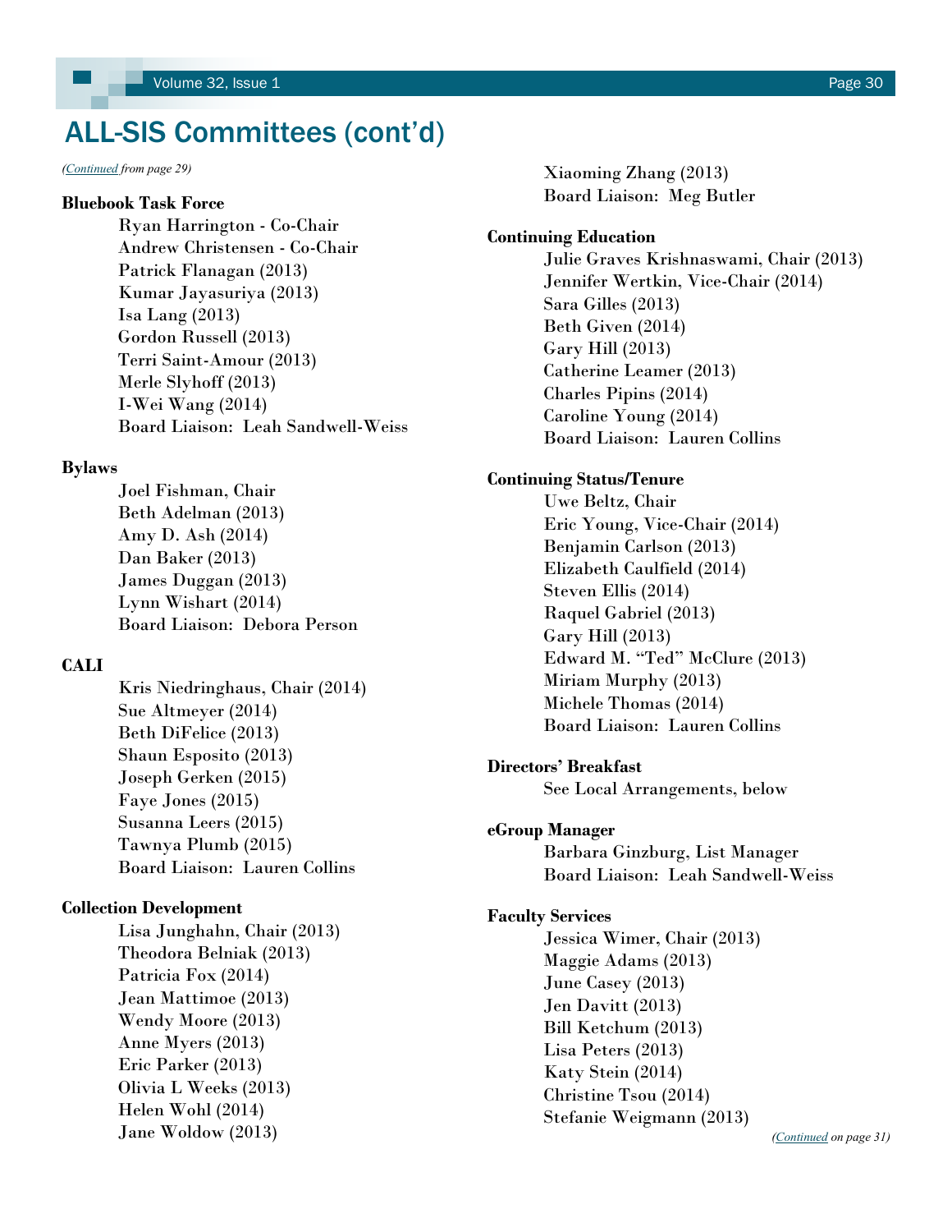# ALL-SIS Committees (cont'd)

*(Continued from page 29)*

**Bluebook Task Force**

Ryan Harrington - Co-Chair
Andrew Christensen - Co-Chair
Patrick Flanagan (2013)
Kumar Jayasuriya (2013)
Isa Lang (2013)
Gordon Russell (2013)
Terri Saint-Amour (2013)
Merle Slyhoff (2013)
I-Wei Wang (2014)
Board Liaison: Leah Sandwell-Weiss

**Bylaws**

Joel Fishman, Chair
Beth Adelman (2013)
Amy D. Ash (2014)
Dan Baker (2013)
James Duggan (2013)
Lynn Wishart (2014)
Board Liaison: Debora Person

**CALI**

Kris Niedringhaus, Chair (2014)
Sue Altmeyer (2014)
Beth DiFelice (2013)
Shaun Esposito (2013)
Joseph Gerken (2015)
Faye Jones (2015)
Susanna Leers (2015)
Tawnya Plumb (2015)
Board Liaison: Lauren Collins

**Collection Development**

Lisa Junghahn, Chair (2013)
Theodora Belniak (2013)
Patricia Fox (2014)
Jean Mattimoe (2013)
Wendy Moore (2013)
Anne Myers (2013)
Eric Parker (2013)
Olivia L Weeks (2013)
Helen Wohl (2014)
Jane Woldow (2013)
Xiaoming Zhang (2013)
Board Liaison: Meg Butler

**Continuing Education**

Julie Graves Krishnaswami, Chair (2013)
Jennifer Wertkin, Vice-Chair (2014)
Sara Gilles (2013)
Beth Given (2014)
Gary Hill (2013)
Catherine Leamer (2013)
Charles Pipins (2014)
Caroline Young (2014)
Board Liaison: Lauren Collins

**Continuing Status/Tenure**

Uwe Beltz, Chair
Eric Young, Vice-Chair (2014)
Benjamin Carlson (2013)
Elizabeth Caulfield (2014)
Steven Ellis (2014)
Raquel Gabriel (2013)
Gary Hill (2013)
Edward M. "Ted" McClure (2013)
Miriam Murphy (2013)
Michele Thomas (2014)
Board Liaison: Lauren Collins

**Directors' Breakfast**

See Local Arrangements, below

**eGroup Manager**

Barbara Ginzburg, List Manager
Board Liaison: Leah Sandwell-Weiss

**Faculty Services**

Jessica Wimer, Chair (2013)
Maggie Adams (2013)
June Casey (2013)
Jen Davitt (2013)
Bill Ketchum (2013)
Lisa Peters (2013)
Katy Stein (2014)
Christine Tsou (2014)
Stefanie Weigmann (2013)

*(Continued on page 31)*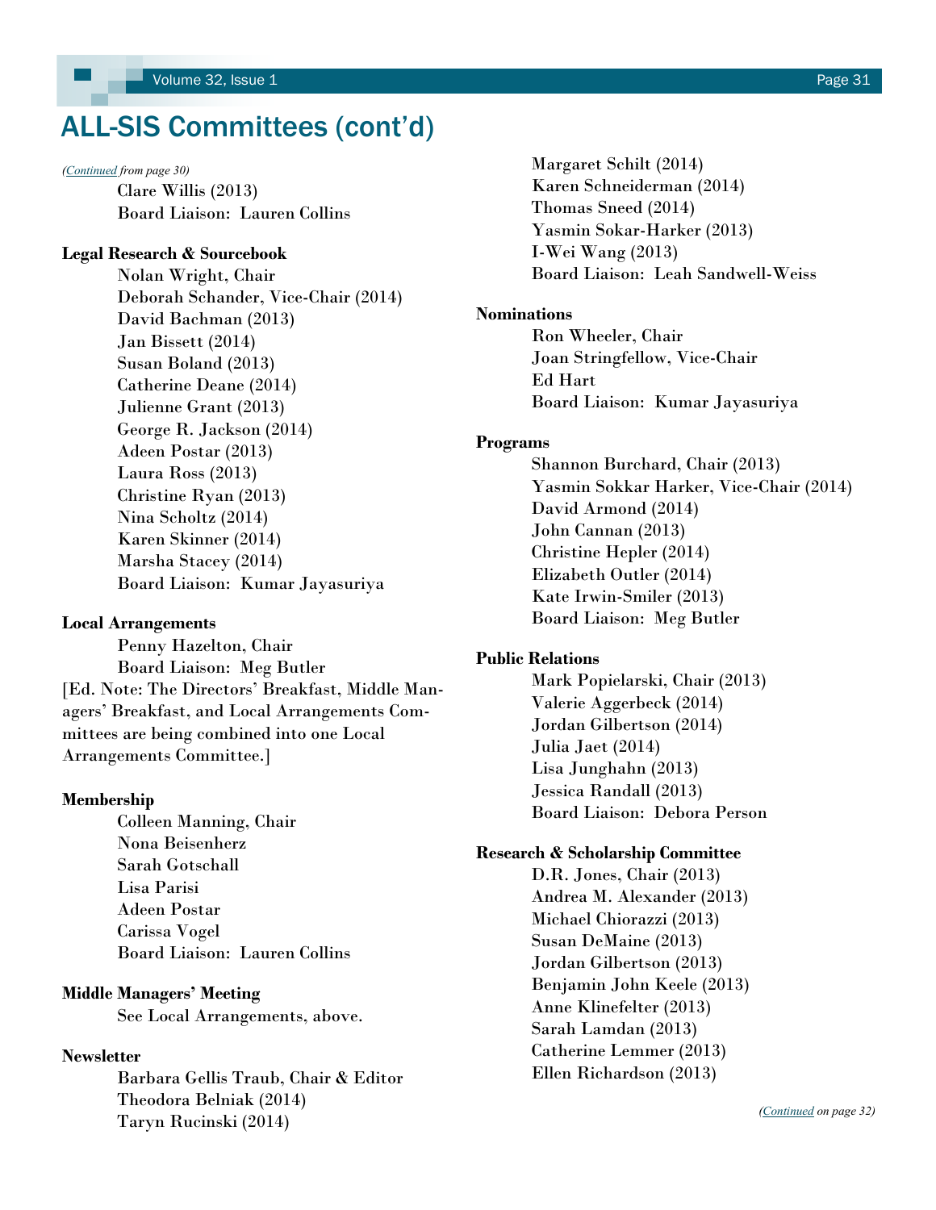# ALL-SIS Committees (cont'd)

*(Continued from page 30)*

Clare Willis (2013)
Board Liaison: Lauren Collins

**Legal Research & Sourcebook**

Nolan Wright, Chair
Deborah Schander, Vice-Chair (2014)
David Bachman (2013)
Jan Bissett (2014)
Susan Boland (2013)
Catherine Deane (2014)
Julienne Grant (2013)
George R. Jackson (2014)
Adeen Postar (2013)
Laura Ross (2013)
Christine Ryan (2013)
Nina Scholtz (2014)
Karen Skinner (2014)
Marsha Stacey (2014)
Board Liaison: Kumar Jayasuriya

**Local Arrangements**

Penny Hazelton, Chair
Board Liaison: Meg Butler

[Ed. Note: The Directors' Breakfast, Middle Managers' Breakfast, and Local Arrangements Committees are being combined into one Local Arrangements Committee.]

**Membership**

Colleen Manning, Chair
Nona Beisenherz
Sarah Gotschall
Lisa Parisi
Adeen Postar
Carissa Vogel
Board Liaison: Lauren Collins

**Middle Managers' Meeting**

See Local Arrangements, above.

**Newsletter**

Barbara Gellis Traub, Chair & Editor
Theodora Belniak (2014)
Taryn Rucinski (2014)
Margaret Schilt (2014)
Karen Schneiderman (2014)
Thomas Sneed (2014)
Yasmin Sokar-Harker (2013)
I-Wei Wang (2013)
Board Liaison: Leah Sandwell-Weiss

**Nominations**

Ron Wheeler, Chair
Joan Stringfellow, Vice-Chair
Ed Hart
Board Liaison: Kumar Jayasuriya

**Programs**

Shannon Burchard, Chair (2013)
Yasmin Sokkar Harker, Vice-Chair (2014)
David Armond (2014)
John Cannan (2013)
Christine Hepler (2014)
Elizabeth Outler (2014)
Kate Irwin-Smiler (2013)
Board Liaison: Meg Butler

**Public Relations**

Mark Popielarski, Chair (2013)
Valerie Aggerbeck (2014)
Jordan Gilbertson (2014)
Julia Jaet (2014)
Lisa Junghahn (2013)
Jessica Randall (2013)
Board Liaison: Debora Person

**Research & Scholarship Committee**

D.R. Jones, Chair (2013)
Andrea M. Alexander (2013)
Michael Chiorazzi (2013)
Susan DeMaine (2013)
Jordan Gilbertson (2013)
Benjamin John Keele (2013)
Anne Klinefelter (2013)
Sarah Lamdan (2013)
Catherine Lemmer (2013)
Ellen Richardson (2013)

*(Continued on page 32)*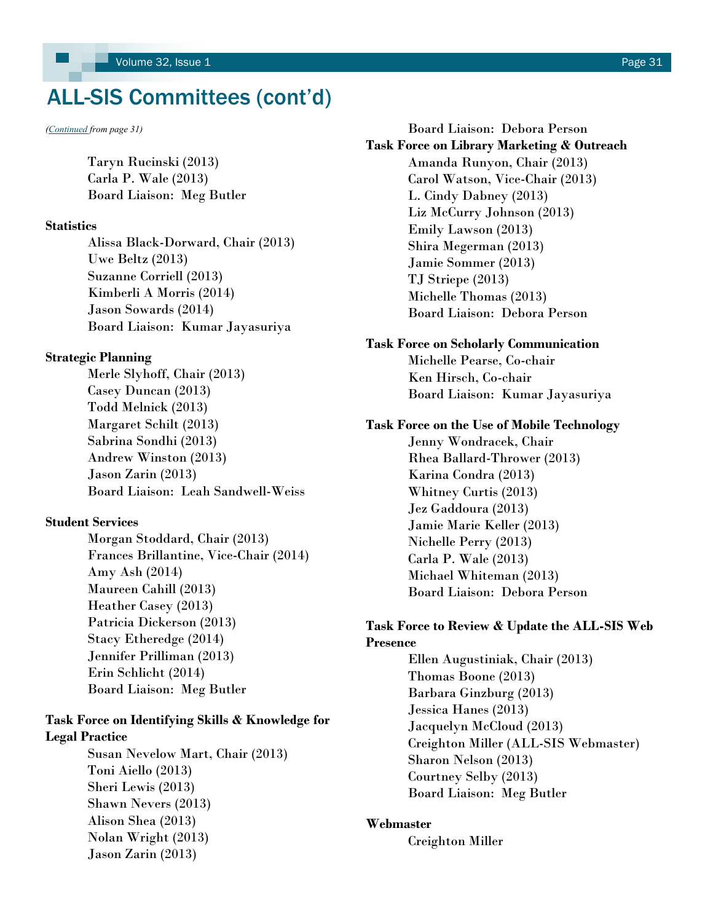## ALL-SIS Committees (cont'd)

*(Continued from page 31)*

Taryn Rucinski (2013)
Carla P. Wale (2013)
Board Liaison: Meg Butler

**Statistics**

Alissa Black-Dorward, Chair (2013)
Uwe Beltz (2013)
Suzanne Corriell (2013)
Kimberli A Morris (2014)
Jason Sowards (2014)
Board Liaison: Kumar Jayasuriya

**Strategic Planning**

Merle Slyhoff, Chair (2013)
Casey Duncan (2013)
Todd Melnick (2013)
Margaret Schilt (2013)
Sabrina Sondhi (2013)
Andrew Winston (2013)
Jason Zarin (2013)
Board Liaison: Leah Sandwell-Weiss

**Student Services**

Morgan Stoddard, Chair (2013)
Frances Brillantine, Vice-Chair (2014)
Amy Ash (2014)
Maureen Cahill (2013)
Heather Casey (2013)
Patricia Dickerson (2013)
Stacy Etheredge (2014)
Jennifer Prilliman (2013)
Erin Schlicht (2014)
Board Liaison: Meg Butler

**Task Force on Identifying Skills & Knowledge for Legal Practice**

Susan Nevelow Mart, Chair (2013)
Toni Aiello (2013)
Sheri Lewis (2013)
Shawn Nevers (2013)
Alison Shea (2013)
Nolan Wright (2013)
Jason Zarin (2013)
Board Liaison: Debora Person

**Task Force on Library Marketing & Outreach**

Amanda Runyon, Chair (2013)
Carol Watson, Vice-Chair (2013)
L. Cindy Dabney (2013)
Liz McCurry Johnson (2013)
Emily Lawson (2013)
Shira Megerman (2013)
Jamie Sommer (2013)
TJ Striepe (2013)
Michelle Thomas (2013)
Board Liaison: Debora Person

**Task Force on Scholarly Communication**

Michelle Pearse, Co-chair
Ken Hirsch, Co-chair
Board Liaison: Kumar Jayasuriya

**Task Force on the Use of Mobile Technology**

Jenny Wondracek, Chair
Rhea Ballard-Thrower (2013)
Karina Condra (2013)
Whitney Curtis (2013)
Jez Gaddoura (2013)
Jamie Marie Keller (2013)
Nichelle Perry (2013)
Carla P. Wale (2013)
Michael Whiteman (2013)
Board Liaison: Debora Person

**Task Force to Review & Update the ALL-SIS Web Presence**

Ellen Augustiniak, Chair (2013)
Thomas Boone (2013)
Barbara Ginzburg (2013)
Jessica Hanes (2013)
Jacquelyn McCloud (2013)
Creighton Miller (ALL-SIS Webmaster)
Sharon Nelson (2013)
Courtney Selby (2013)
Board Liaison: Meg Butler

**Webmaster**

Creighton Miller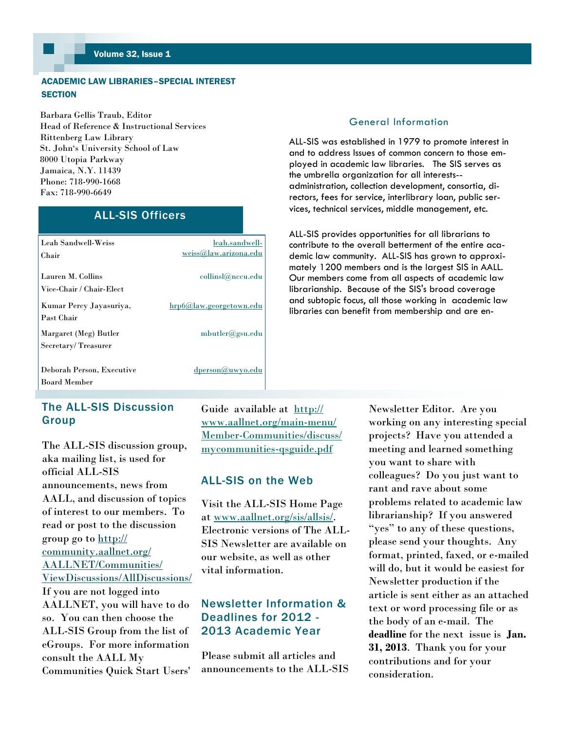### ACADEMIC LAW LIBRARIES–SPECIAL INTEREST SECTION

Barbara Gellis Traub, Editor
Head of Reference & Instructional Services
Rittenberg Law Library
St. John's University School of Law
8000 Utopia Parkway
Jamaica, N.Y. 11439
Phone: 718-990-1668
Fax: 718-990-6649

## ALL-SIS Officers

| | |
|---|---|
| Leah Sandwell-Weiss<br>Chair | leah.sandwell-weiss@law.arizona.edu |
| Lauren M. Collins<br>Vice-Chair / Chair-Elect | collinsl@nccu.edu |
| Kumar Percy Jayasuriya,<br>Past Chair | hrp6@law.georgetown.edu |
| Margaret (Meg) Butler<br>Secretary/ Treasurer | mbutler@gsu.edu |
| Deborah Person, Executive<br>Board Member | dperson@uwyo.edu |

## General Information

ALL-SIS was established in 1979 to promote interest in and to address Issues of common concern to those employed in academic law libraries. The SIS serves as the umbrella organization for all interests--administration, collection development, consortia, directors, fees for service, interlibrary loan, public services, technical services, middle management, etc.

ALL-SIS provides opportunities for all librarians to contribute to the overall betterment of the entire academic law community. ALL-SIS has grown to approximately 1200 members and is the largest SIS in AALL. Our members come from all aspects of academic law librarianship. Because of the SIS's broad coverage and subtopic focus, all those working in academic law libraries can benefit from membership and are en-

## The ALL-SIS Discussion Group

The ALL-SIS discussion group, aka mailing list, is used for official ALL-SIS announcements, news from AALL, and discussion of topics of interest to our members. To read or post to the discussion group go to http://community.aallnet.org/AALLNET/Communities/ViewDiscussions/AllDiscussions/ If you are not logged into AALLNET, you will have to do so. You can then choose the ALL-SIS Group from the list of eGroups. For more information consult the AALL My Communities Quick Start Users' Guide available at http://www.aallnet.org/main-menu/Member-Communities/discuss/mycommunities-qsguide.pdf

## ALL-SIS on the Web

Visit the ALL-SIS Home Page at www.aallnet.org/sis/allsis/. Electronic versions of The ALL-SIS Newsletter are available on our website, as well as other vital information.

## Newsletter Information & Deadlines for 2012 - 2013 Academic Year

Please submit all articles and announcements to the ALL-SIS Newsletter Editor. Are you working on any interesting special projects? Have you attended a meeting and learned something you want to share with colleagues? Do you just want to rant and rave about some problems related to academic law librarianship? If you answered "yes" to any of these questions, please send your thoughts. Any format, printed, faxed, or e-mailed will do, but it would be easiest for Newsletter production if the article is sent either as an attached text or word processing file or as the body of an e-mail. The **deadline** for the next issue is **Jan. 31, 2013**. Thank you for your contributions and for your consideration.